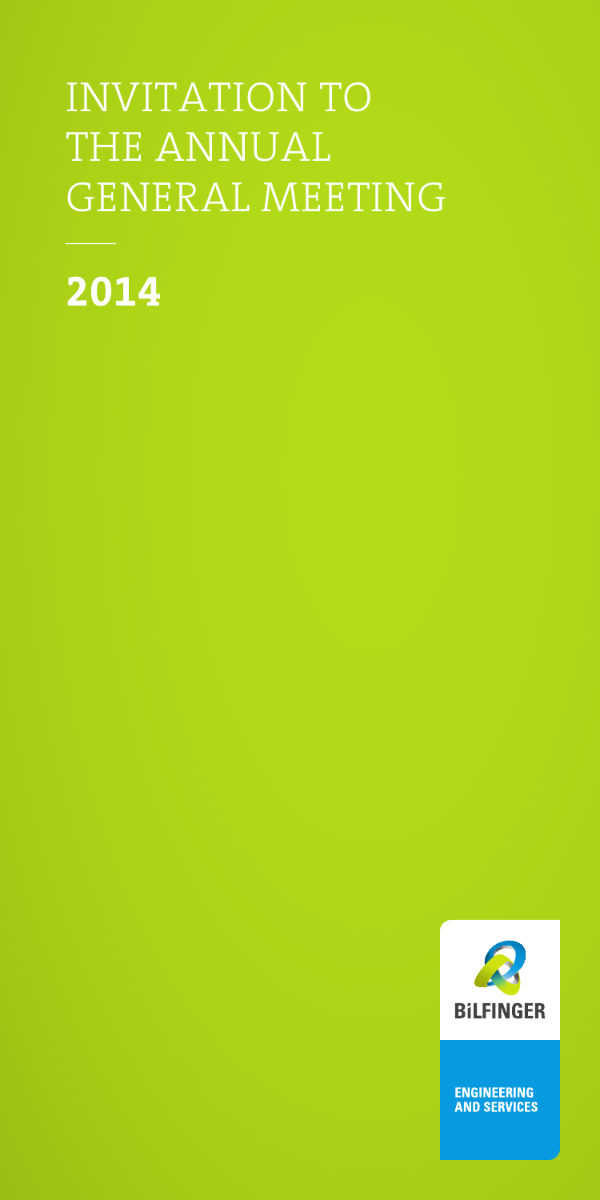# INVITATION TO THE ANNUAL GENERAL MEETING

**2014**

BILFINGER

ENGINEERING AND SERVICES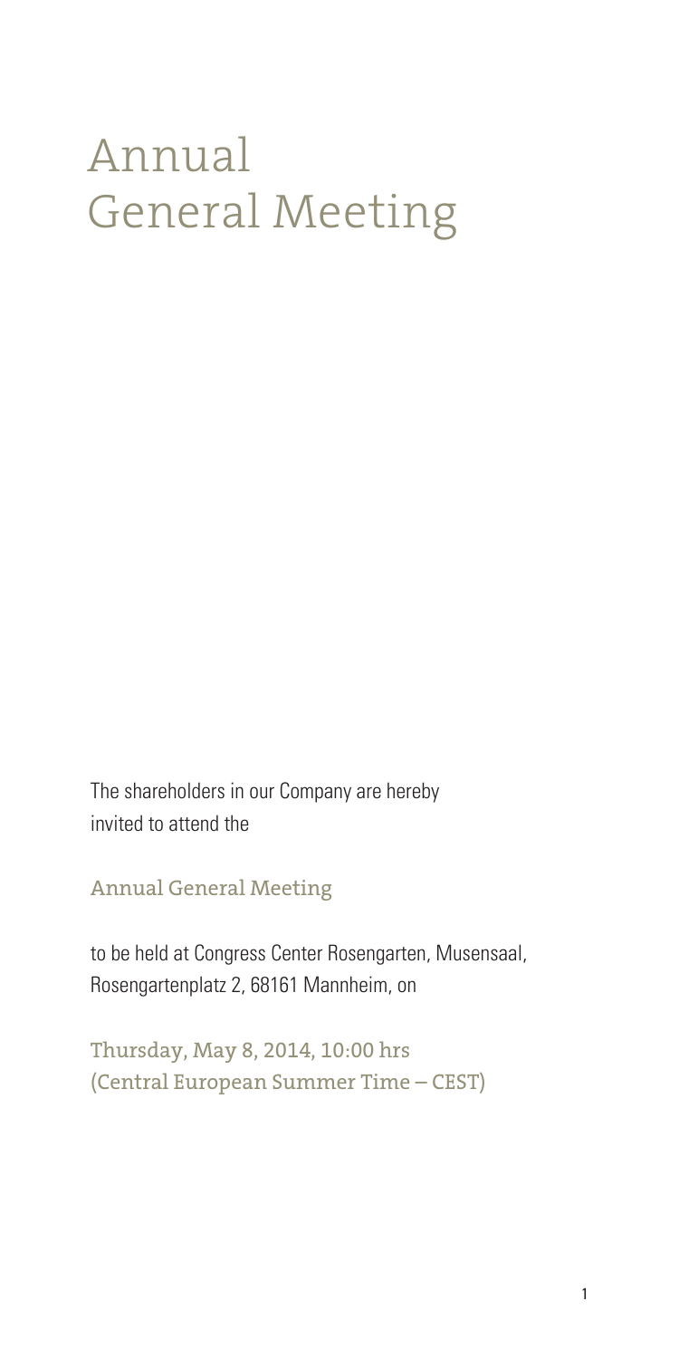# Annual General Meeting

The shareholders in our Company are hereby invited to attend the

## Annual General Meeting

to be held at Congress Center Rosengarten, Musensaal, Rosengartenplatz 2, 68161 Mannheim, on

**Thursday, May 8, 2014, 10:00 hrs (Central European Summer Time – CEST)**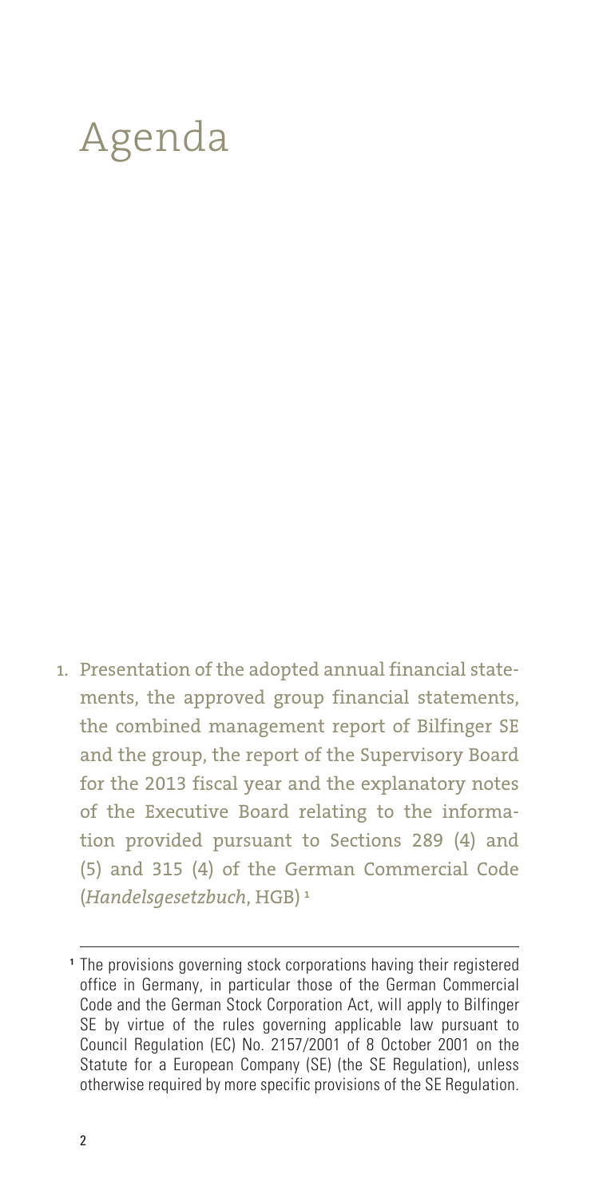# Agenda

1. Presentation of the adopted annual financial statements, the approved group financial statements, the combined management report of Bilfinger SE and the group, the report of the Supervisory Board for the 2013 fiscal year and the explanatory notes of the Executive Board relating to the information provided pursuant to Sections 289 (4) and (5) and 315 (4) of the German Commercial Code (*Handelsgesetzbuch*, HGB) [1]

---

[1] The provisions governing stock corporations having their registered office in Germany, in particular those of the German Commercial Code and the German Stock Corporation Act, will apply to Bilfinger SE by virtue of the rules governing applicable law pursuant to Council Regulation (EC) No. 2157/2001 of 8 October 2001 on the Statute for a European Company (SE) (the SE Regulation), unless otherwise required by more specific provisions of the SE Regulation.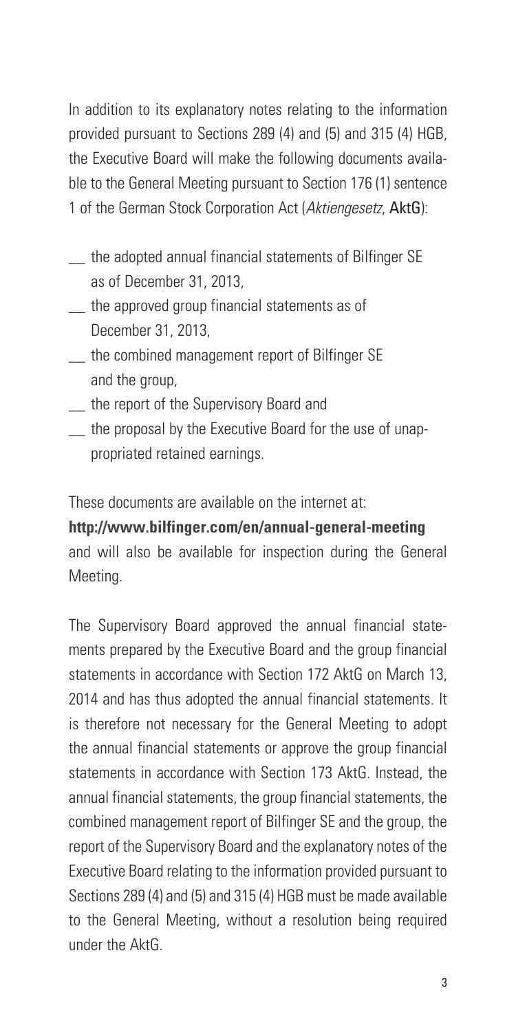In addition to its explanatory notes relating to the information provided pursuant to Sections 289 (4) and (5) and 315 (4) HGB, the Executive Board will make the following documents available to the General Meeting pursuant to Section 176 (1) sentence 1 of the German Stock Corporation Act (*Aktiengesetz*, **AktG**):

- the adopted annual financial statements of Bilfinger SE as of December 31, 2013,
- the approved group financial statements as of December 31, 2013,
- the combined management report of Bilfinger SE and the group,
- the report of the Supervisory Board and
- the proposal by the Executive Board for the use of unappropriated retained earnings.

These documents are available on the internet at:
**http://www.bilfinger.com/en/annual-general-meeting**
and will also be available for inspection during the General Meeting.

The Supervisory Board approved the annual financial statements prepared by the Executive Board and the group financial statements in accordance with Section 172 AktG on March 13, 2014 and has thus adopted the annual financial statements. It is therefore not necessary for the General Meeting to adopt the annual financial statements or approve the group financial statements in accordance with Section 173 AktG. Instead, the annual financial statements, the group financial statements, the combined management report of Bilfinger SE and the group, the report of the Supervisory Board and the explanatory notes of the Executive Board relating to the information provided pursuant to Sections 289 (4) and (5) and 315 (4) HGB must be made available to the General Meeting, without a resolution being required under the AktG.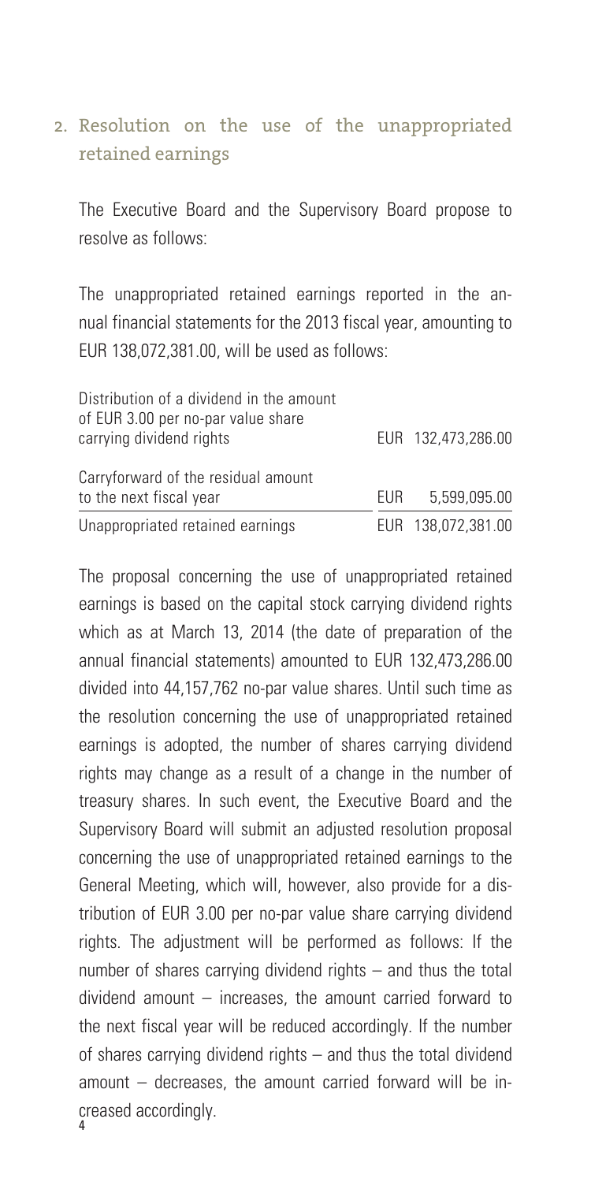## 2. Resolution on the use of the unappropriated retained earnings

The Executive Board and the Supervisory Board propose to resolve as follows:

The unappropriated retained earnings reported in the annual financial statements for the 2013 fiscal year, amounting to EUR 138,072,381.00, will be used as follows:

| | |
|---|---|
| Distribution of a dividend in the amount of EUR 3.00 per no-par value share carrying dividend rights | EUR 132,473,286.00 |
| Carryforward of the residual amount to the next fiscal year | EUR 5,599,095.00 |
| Unappropriated retained earnings | EUR 138,072,381.00 |

The proposal concerning the use of unappropriated retained earnings is based on the capital stock carrying dividend rights which as at March 13, 2014 (the date of preparation of the annual financial statements) amounted to EUR 132,473,286.00 divided into 44,157,762 no-par value shares. Until such time as the resolution concerning the use of unappropriated retained earnings is adopted, the number of shares carrying dividend rights may change as a result of a change in the number of treasury shares. In such event, the Executive Board and the Supervisory Board will submit an adjusted resolution proposal concerning the use of unappropriated retained earnings to the General Meeting, which will, however, also provide for a distribution of EUR 3.00 per no-par value share carrying dividend rights. The adjustment will be performed as follows: If the number of shares carrying dividend rights – and thus the total dividend amount – increases, the amount carried forward to the next fiscal year will be reduced accordingly. If the number of shares carrying dividend rights – and thus the total dividend amount – decreases, the amount carried forward will be increased accordingly.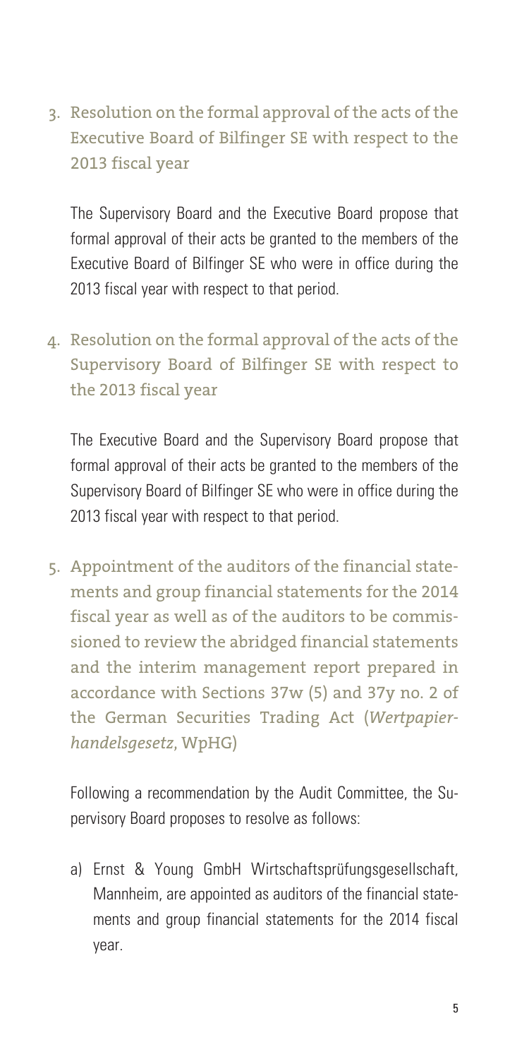3. Resolution on the formal approval of the acts of the Executive Board of Bilfinger SE with respect to the 2013 fiscal year

The Supervisory Board and the Executive Board propose that formal approval of their acts be granted to the members of the Executive Board of Bilfinger SE who were in office during the 2013 fiscal year with respect to that period.

4. Resolution on the formal approval of the acts of the Supervisory Board of Bilfinger SE with respect to the 2013 fiscal year

The Executive Board and the Supervisory Board propose that formal approval of their acts be granted to the members of the Supervisory Board of Bilfinger SE who were in office during the 2013 fiscal year with respect to that period.

5. Appointment of the auditors of the financial statements and group financial statements for the 2014 fiscal year as well as of the auditors to be commissioned to review the abridged financial statements and the interim management report prepared in accordance with Sections 37w (5) and 37y no. 2 of the German Securities Trading Act (*Wertpapierhandelsgesetz*, WpHG)

Following a recommendation by the Audit Committee, the Supervisory Board proposes to resolve as follows:

a) Ernst & Young GmbH Wirtschaftsprüfungsgesellschaft, Mannheim, are appointed as auditors of the financial statements and group financial statements for the 2014 fiscal year.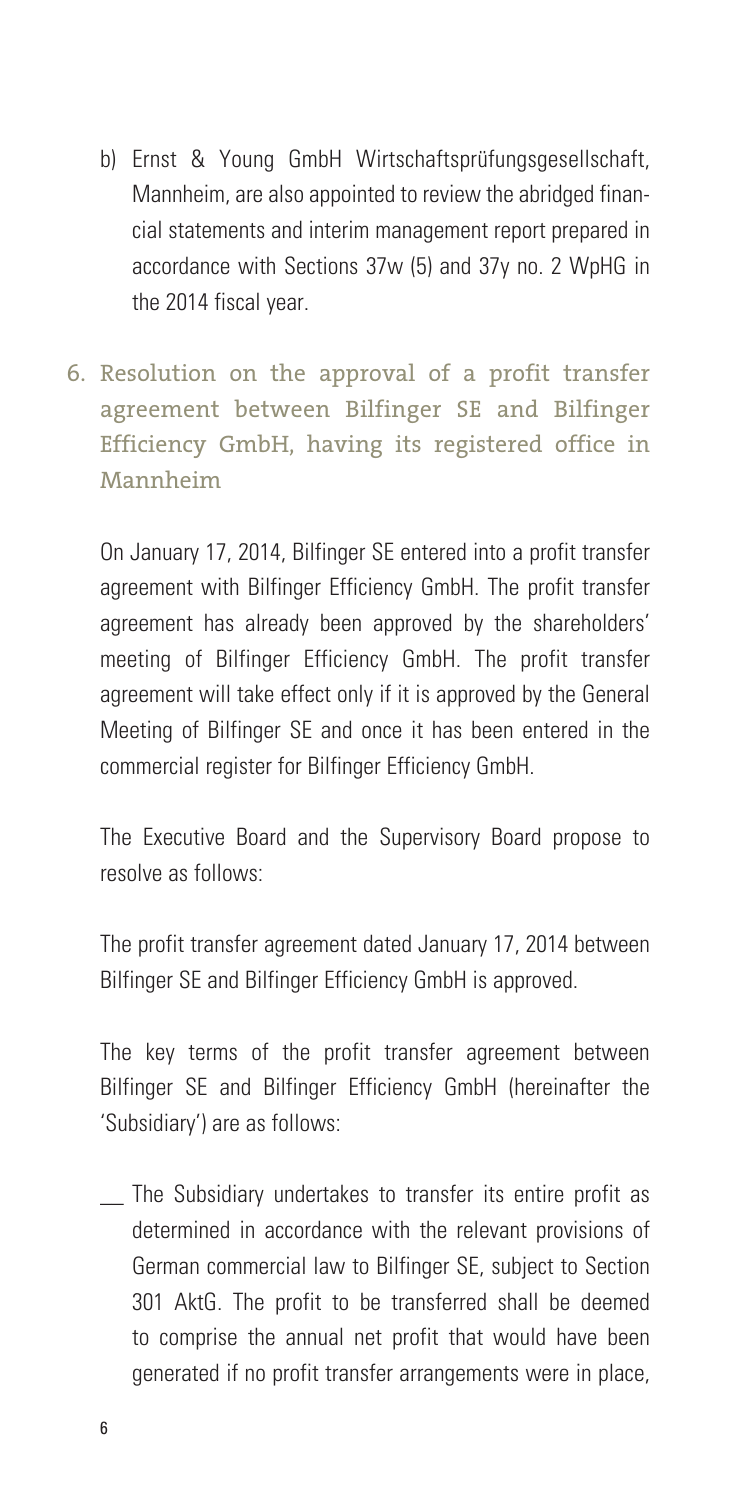b) Ernst & Young GmbH Wirtschaftsprüfungsgesellschaft, Mannheim, are also appointed to review the abridged financial statements and interim management report prepared in accordance with Sections 37w (5) and 37y no. 2 WpHG in the 2014 fiscal year.

## 6. Resolution on the approval of a profit transfer agreement between Bilfinger SE and Bilfinger Efficiency GmbH, having its registered office in Mannheim

On January 17, 2014, Bilfinger SE entered into a profit transfer agreement with Bilfinger Efficiency GmbH. The profit transfer agreement has already been approved by the shareholders' meeting of Bilfinger Efficiency GmbH. The profit transfer agreement will take effect only if it is approved by the General Meeting of Bilfinger SE and once it has been entered in the commercial register for Bilfinger Efficiency GmbH.

The Executive Board and the Supervisory Board propose to resolve as follows:

The profit transfer agreement dated January 17, 2014 between Bilfinger SE and Bilfinger Efficiency GmbH is approved.

The key terms of the profit transfer agreement between Bilfinger SE and Bilfinger Efficiency GmbH (hereinafter the 'Subsidiary') are as follows:

- The Subsidiary undertakes to transfer its entire profit as determined in accordance with the relevant provisions of German commercial law to Bilfinger SE, subject to Section 301 AktG. The profit to be transferred shall be deemed to comprise the annual net profit that would have been generated if no profit transfer arrangements were in place,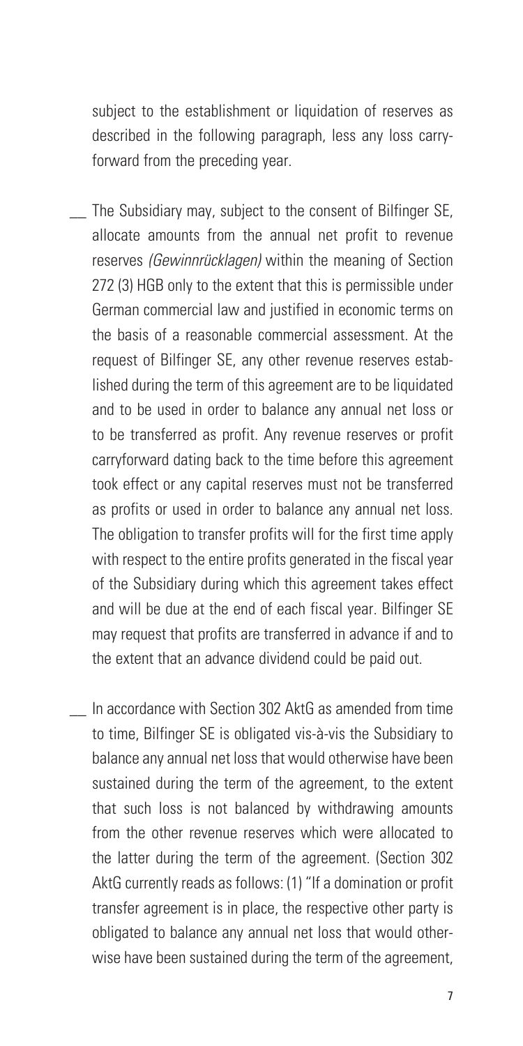subject to the establishment or liquidation of reserves as described in the following paragraph, less any loss carryforward from the preceding year.

- The Subsidiary may, subject to the consent of Bilfinger SE, allocate amounts from the annual net profit to revenue reserves *(Gewinnrücklagen)* within the meaning of Section 272 (3) HGB only to the extent that this is permissible under German commercial law and justified in economic terms on the basis of a reasonable commercial assessment. At the request of Bilfinger SE, any other revenue reserves established during the term of this agreement are to be liquidated and to be used in order to balance any annual net loss or to be transferred as profit. Any revenue reserves or profit carryforward dating back to the time before this agreement took effect or any capital reserves must not be transferred as profits or used in order to balance any annual net loss. The obligation to transfer profits will for the first time apply with respect to the entire profits generated in the fiscal year of the Subsidiary during which this agreement takes effect and will be due at the end of each fiscal year. Bilfinger SE may request that profits are transferred in advance if and to the extent that an advance dividend could be paid out.

- In accordance with Section 302 AktG as amended from time to time, Bilfinger SE is obligated vis-à-vis the Subsidiary to balance any annual net loss that would otherwise have been sustained during the term of the agreement, to the extent that such loss is not balanced by withdrawing amounts from the other revenue reserves which were allocated to the latter during the term of the agreement. (Section 302 AktG currently reads as follows: (1) "If a domination or profit transfer agreement is in place, the respective other party is obligated to balance any annual net loss that would otherwise have been sustained during the term of the agreement,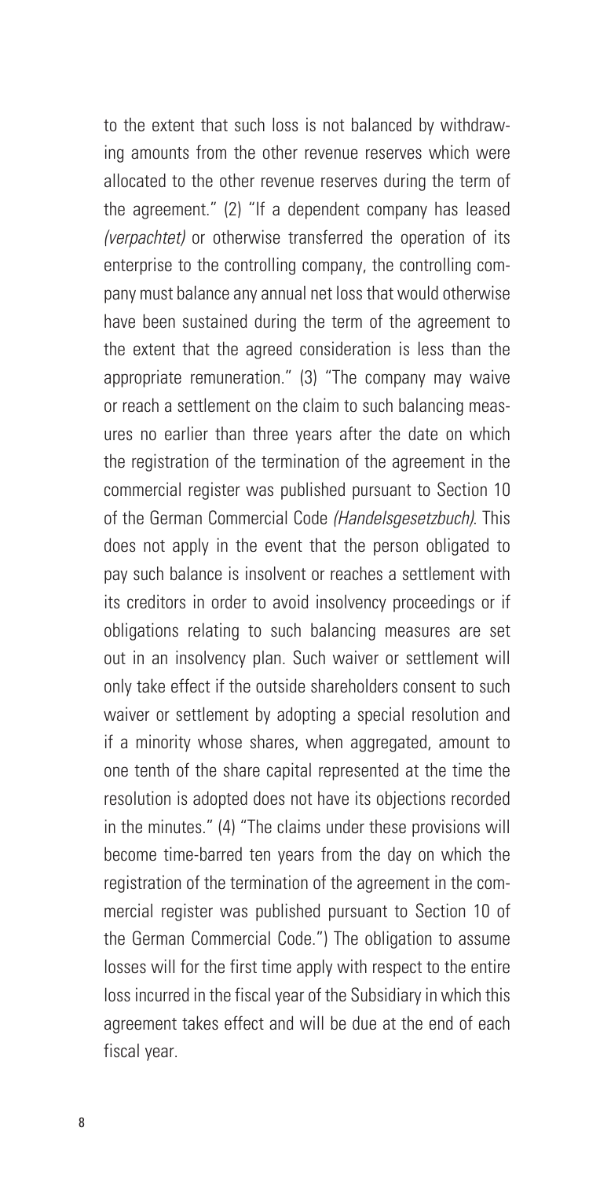to the extent that such loss is not balanced by withdrawing amounts from the other revenue reserves which were allocated to the other revenue reserves during the term of the agreement." (2) "If a dependent company has leased *(verpachtet)* or otherwise transferred the operation of its enterprise to the controlling company, the controlling company must balance any annual net loss that would otherwise have been sustained during the term of the agreement to the extent that the agreed consideration is less than the appropriate remuneration." (3) "The company may waive or reach a settlement on the claim to such balancing measures no earlier than three years after the date on which the registration of the termination of the agreement in the commercial register was published pursuant to Section 10 of the German Commercial Code *(Handelsgesetzbuch)*. This does not apply in the event that the person obligated to pay such balance is insolvent or reaches a settlement with its creditors in order to avoid insolvency proceedings or if obligations relating to such balancing measures are set out in an insolvency plan. Such waiver or settlement will only take effect if the outside shareholders consent to such waiver or settlement by adopting a special resolution and if a minority whose shares, when aggregated, amount to one tenth of the share capital represented at the time the resolution is adopted does not have its objections recorded in the minutes." (4) "The claims under these provisions will become time-barred ten years from the day on which the registration of the termination of the agreement in the commercial register was published pursuant to Section 10 of the German Commercial Code.") The obligation to assume losses will for the first time apply with respect to the entire loss incurred in the fiscal year of the Subsidiary in which this agreement takes effect and will be due at the end of each fiscal year.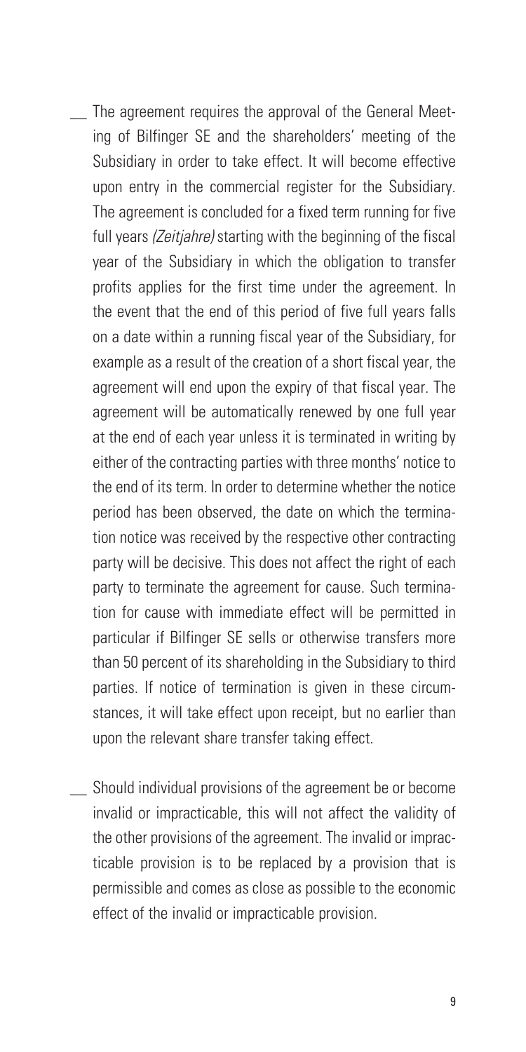- The agreement requires the approval of the General Meeting of Bilfinger SE and the shareholders' meeting of the Subsidiary in order to take effect. It will become effective upon entry in the commercial register for the Subsidiary. The agreement is concluded for a fixed term running for five full years *(Zeitjahre)* starting with the beginning of the fiscal year of the Subsidiary in which the obligation to transfer profits applies for the first time under the agreement. In the event that the end of this period of five full years falls on a date within a running fiscal year of the Subsidiary, for example as a result of the creation of a short fiscal year, the agreement will end upon the expiry of that fiscal year. The agreement will be automatically renewed by one full year at the end of each year unless it is terminated in writing by either of the contracting parties with three months' notice to the end of its term. In order to determine whether the notice period has been observed, the date on which the termination notice was received by the respective other contracting party will be decisive. This does not affect the right of each party to terminate the agreement for cause. Such termination for cause with immediate effect will be permitted in particular if Bilfinger SE sells or otherwise transfers more than 50 percent of its shareholding in the Subsidiary to third parties. If notice of termination is given in these circumstances, it will take effect upon receipt, but no earlier than upon the relevant share transfer taking effect.

- Should individual provisions of the agreement be or become invalid or impracticable, this will not affect the validity of the other provisions of the agreement. The invalid or impracticable provision is to be replaced by a provision that is permissible and comes as close as possible to the economic effect of the invalid or impracticable provision.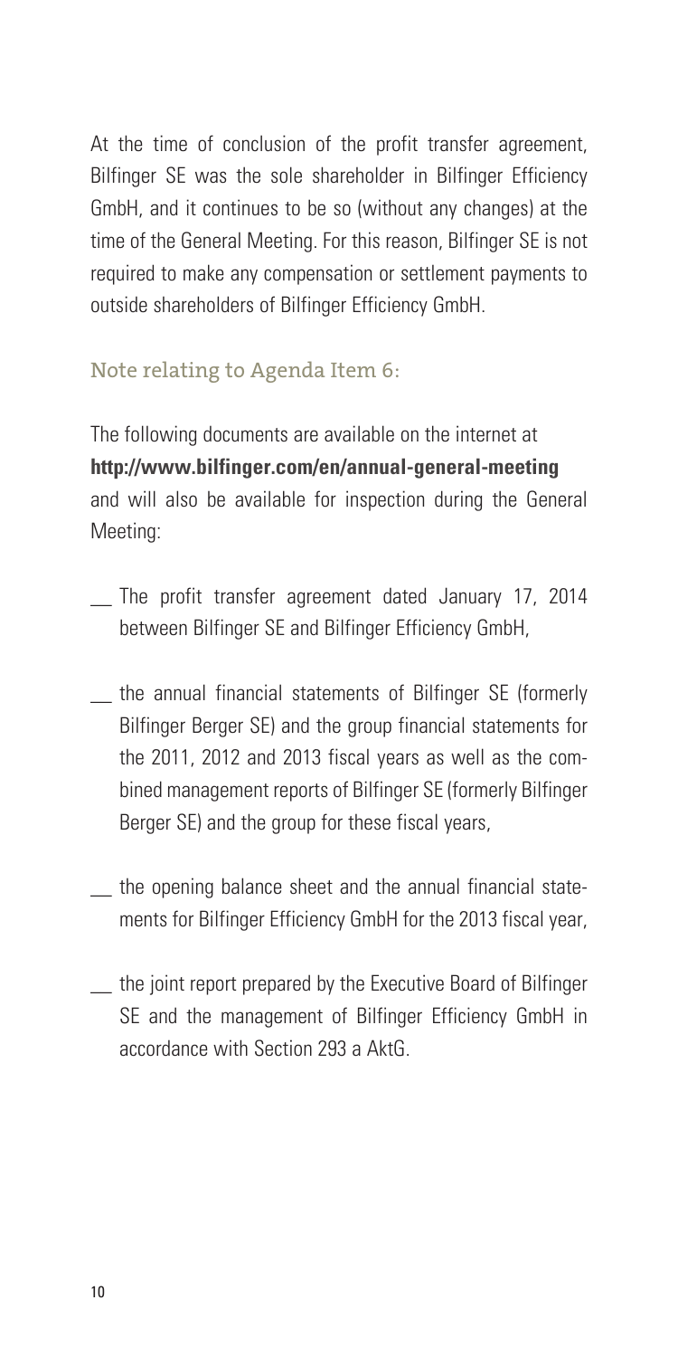At the time of conclusion of the profit transfer agreement, Bilfinger SE was the sole shareholder in Bilfinger Efficiency GmbH, and it continues to be so (without any changes) at the time of the General Meeting. For this reason, Bilfinger SE is not required to make any compensation or settlement payments to outside shareholders of Bilfinger Efficiency GmbH.

## Note relating to Agenda Item 6:

The following documents are available on the internet at **http://www.bilfinger.com/en/annual-general-meeting** and will also be available for inspection during the General Meeting:

- The profit transfer agreement dated January 17, 2014 between Bilfinger SE and Bilfinger Efficiency GmbH,
- the annual financial statements of Bilfinger SE (formerly Bilfinger Berger SE) and the group financial statements for the 2011, 2012 and 2013 fiscal years as well as the combined management reports of Bilfinger SE (formerly Bilfinger Berger SE) and the group for these fiscal years,
- the opening balance sheet and the annual financial statements for Bilfinger Efficiency GmbH for the 2013 fiscal year,
- the joint report prepared by the Executive Board of Bilfinger SE and the management of Bilfinger Efficiency GmbH in accordance with Section 293 a AktG.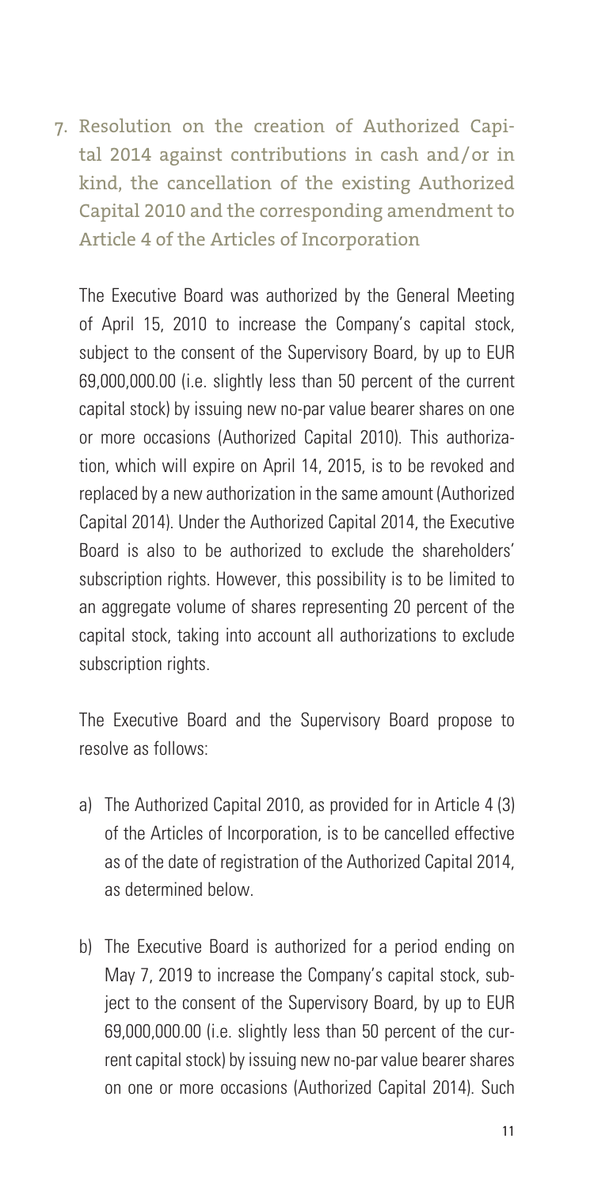## 7. Resolution on the creation of Authorized Capital 2014 against contributions in cash and/or in kind, the cancellation of the existing Authorized Capital 2010 and the corresponding amendment to Article 4 of the Articles of Incorporation

The Executive Board was authorized by the General Meeting of April 15, 2010 to increase the Company's capital stock, subject to the consent of the Supervisory Board, by up to EUR 69,000,000.00 (i.e. slightly less than 50 percent of the current capital stock) by issuing new no-par value bearer shares on one or more occasions (Authorized Capital 2010). This authorization, which will expire on April 14, 2015, is to be revoked and replaced by a new authorization in the same amount (Authorized Capital 2014). Under the Authorized Capital 2014, the Executive Board is also to be authorized to exclude the shareholders' subscription rights. However, this possibility is to be limited to an aggregate volume of shares representing 20 percent of the capital stock, taking into account all authorizations to exclude subscription rights.

The Executive Board and the Supervisory Board propose to resolve as follows:

a) The Authorized Capital 2010, as provided for in Article 4 (3) of the Articles of Incorporation, is to be cancelled effective as of the date of registration of the Authorized Capital 2014, as determined below.

b) The Executive Board is authorized for a period ending on May 7, 2019 to increase the Company's capital stock, subject to the consent of the Supervisory Board, by up to EUR 69,000,000.00 (i.e. slightly less than 50 percent of the current capital stock) by issuing new no-par value bearer shares on one or more occasions (Authorized Capital 2014). Such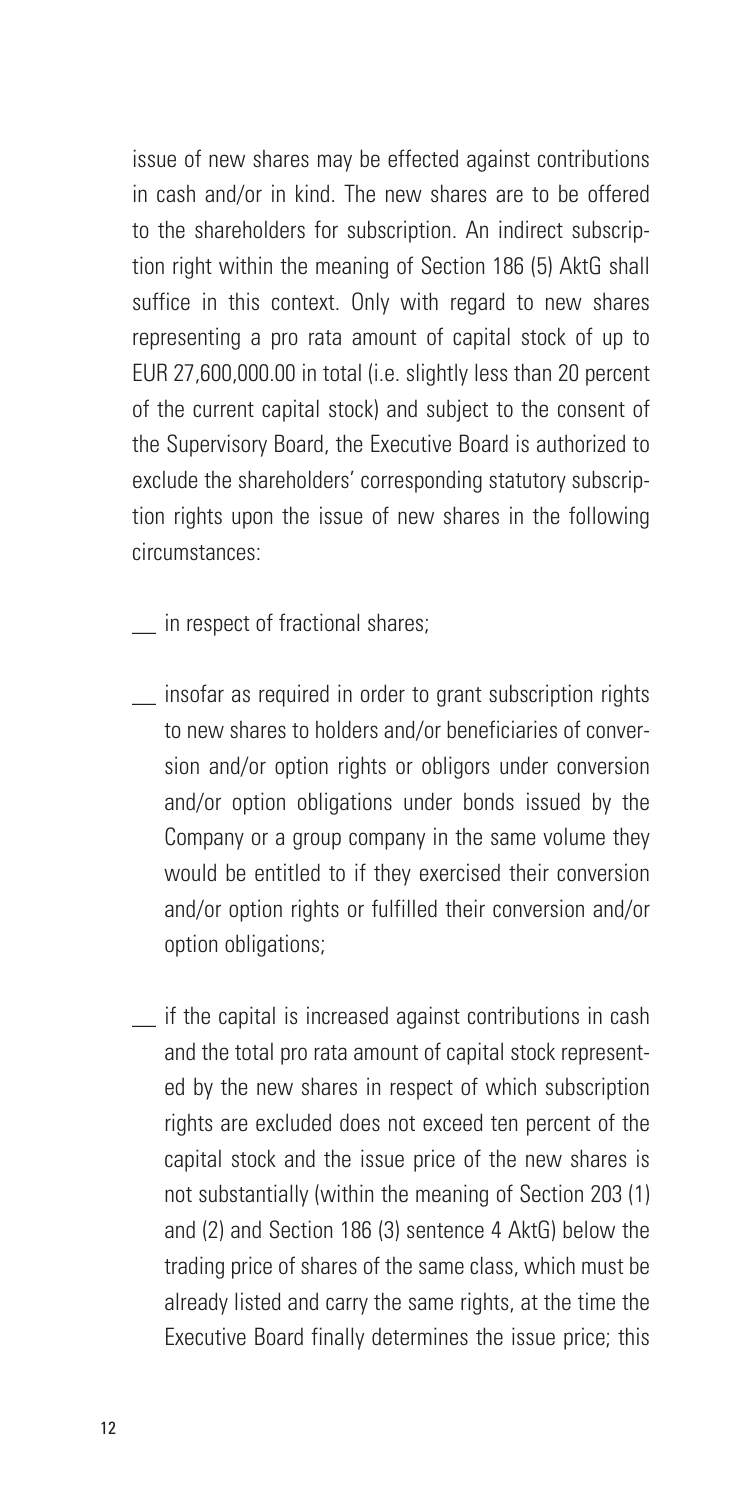issue of new shares may be effected against contributions in cash and/or in kind. The new shares are to be offered to the shareholders for subscription. An indirect subscription right within the meaning of Section 186 (5) AktG shall suffice in this context. Only with regard to new shares representing a pro rata amount of capital stock of up to EUR 27,600,000.00 in total (i.e. slightly less than 20 percent of the current capital stock) and subject to the consent of the Supervisory Board, the Executive Board is authorized to exclude the shareholders' corresponding statutory subscription rights upon the issue of new shares in the following circumstances:

- in respect of fractional shares;

- insofar as required in order to grant subscription rights to new shares to holders and/or beneficiaries of conversion and/or option rights or obligors under conversion and/or option obligations under bonds issued by the Company or a group company in the same volume they would be entitled to if they exercised their conversion and/or option rights or fulfilled their conversion and/or option obligations;

- if the capital is increased against contributions in cash and the total pro rata amount of capital stock represented by the new shares in respect of which subscription rights are excluded does not exceed ten percent of the capital stock and the issue price of the new shares is not substantially (within the meaning of Section 203 (1) and (2) and Section 186 (3) sentence 4 AktG) below the trading price of shares of the same class, which must be already listed and carry the same rights, at the time the Executive Board finally determines the issue price; this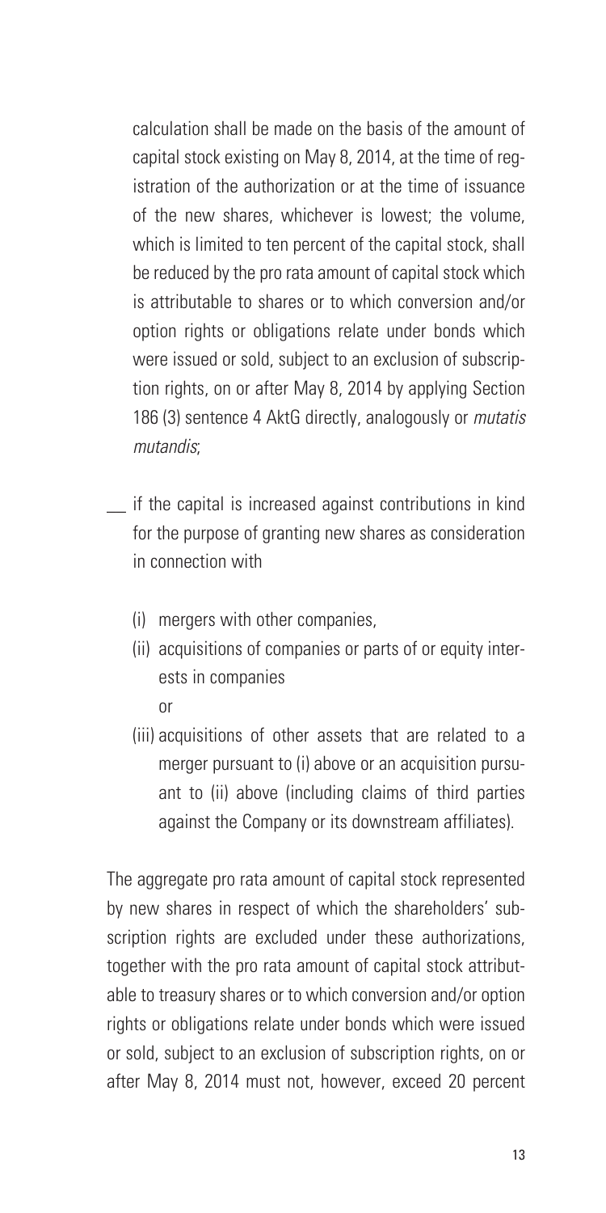calculation shall be made on the basis of the amount of capital stock existing on May 8, 2014, at the time of registration of the authorization or at the time of issuance of the new shares, whichever is lowest; the volume, which is limited to ten percent of the capital stock, shall be reduced by the pro rata amount of capital stock which is attributable to shares or to which conversion and/or option rights or obligations relate under bonds which were issued or sold, subject to an exclusion of subscription rights, on or after May 8, 2014 by applying Section 186 (3) sentence 4 AktG directly, analogously or *mutatis mutandis*;

- if the capital is increased against contributions in kind for the purpose of granting new shares as consideration in connection with

  (i) mergers with other companies,

  (ii) acquisitions of companies or parts of or equity interests in companies

  or

  (iii) acquisitions of other assets that are related to a merger pursuant to (i) above or an acquisition pursuant to (ii) above (including claims of third parties against the Company or its downstream affiliates).

The aggregate pro rata amount of capital stock represented by new shares in respect of which the shareholders' subscription rights are excluded under these authorizations, together with the pro rata amount of capital stock attributable to treasury shares or to which conversion and/or option rights or obligations relate under bonds which were issued or sold, subject to an exclusion of subscription rights, on or after May 8, 2014 must not, however, exceed 20 percent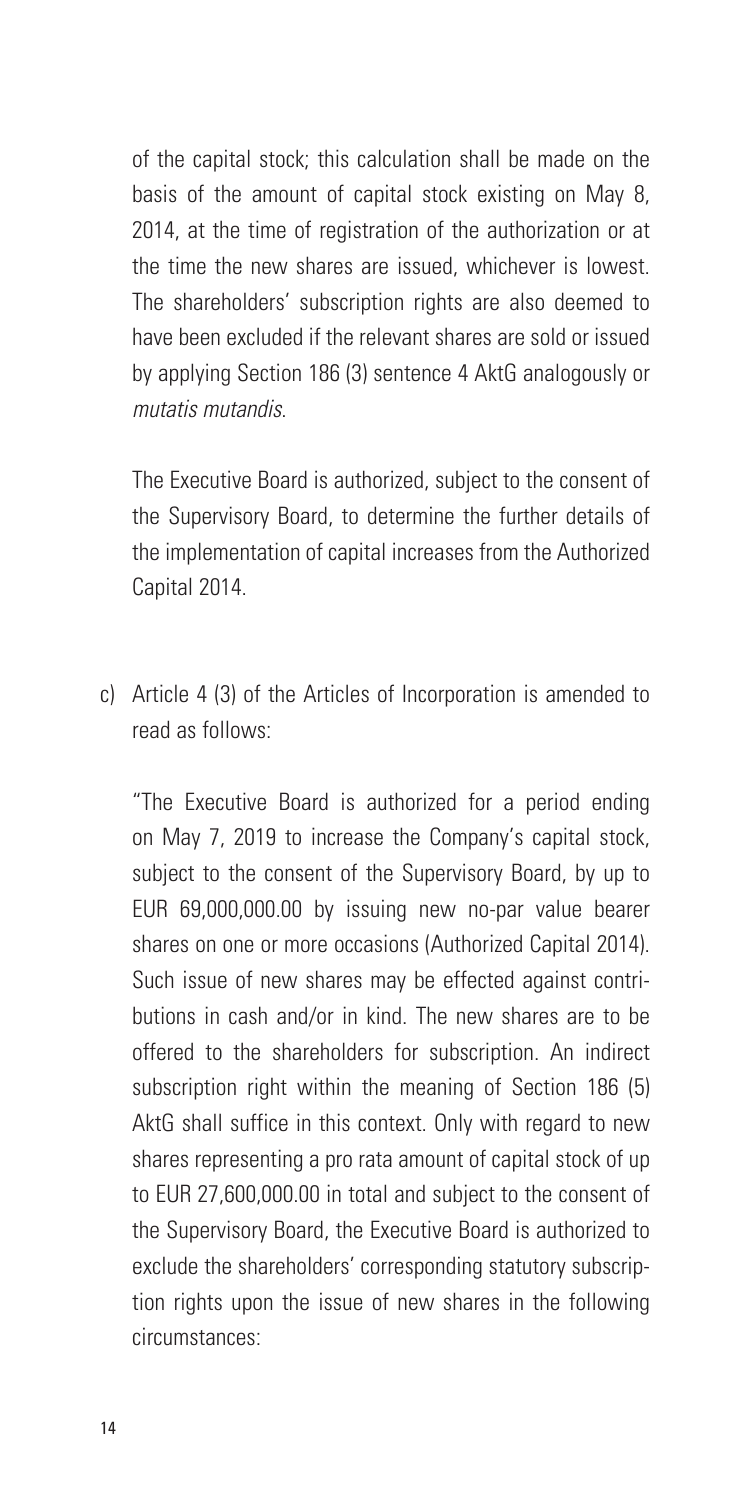of the capital stock; this calculation shall be made on the basis of the amount of capital stock existing on May 8, 2014, at the time of registration of the authorization or at the time the new shares are issued, whichever is lowest. The shareholders' subscription rights are also deemed to have been excluded if the relevant shares are sold or issued by applying Section 186 (3) sentence 4 AktG analogously or *mutatis mutandis*.

The Executive Board is authorized, subject to the consent of the Supervisory Board, to determine the further details of the implementation of capital increases from the Authorized Capital 2014.

c) Article 4 (3) of the Articles of Incorporation is amended to read as follows:

"The Executive Board is authorized for a period ending on May 7, 2019 to increase the Company's capital stock, subject to the consent of the Supervisory Board, by up to EUR 69,000,000.00 by issuing new no-par value bearer shares on one or more occasions (Authorized Capital 2014). Such issue of new shares may be effected against contributions in cash and/or in kind. The new shares are to be offered to the shareholders for subscription. An indirect subscription right within the meaning of Section 186 (5) AktG shall suffice in this context. Only with regard to new shares representing a pro rata amount of capital stock of up to EUR 27,600,000.00 in total and subject to the consent of the Supervisory Board, the Executive Board is authorized to exclude the shareholders' corresponding statutory subscription rights upon the issue of new shares in the following circumstances: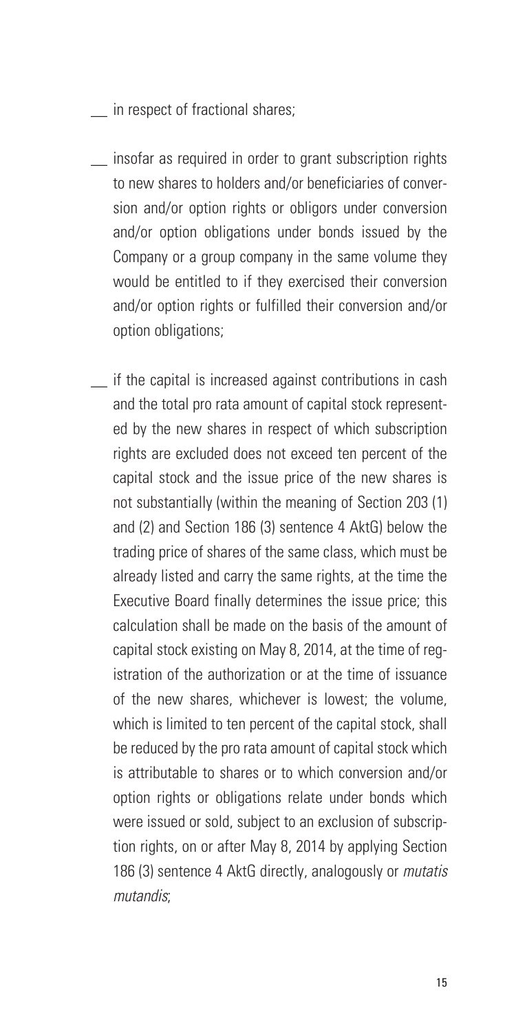- in respect of fractional shares;
- insofar as required in order to grant subscription rights to new shares to holders and/or beneficiaries of conversion and/or option rights or obligors under conversion and/or option obligations under bonds issued by the Company or a group company in the same volume they would be entitled to if they exercised their conversion and/or option rights or fulfilled their conversion and/or option obligations;
- if the capital is increased against contributions in cash and the total pro rata amount of capital stock represented by the new shares in respect of which subscription rights are excluded does not exceed ten percent of the capital stock and the issue price of the new shares is not substantially (within the meaning of Section 203 (1) and (2) and Section 186 (3) sentence 4 AktG) below the trading price of shares of the same class, which must be already listed and carry the same rights, at the time the Executive Board finally determines the issue price; this calculation shall be made on the basis of the amount of capital stock existing on May 8, 2014, at the time of registration of the authorization or at the time of issuance of the new shares, whichever is lowest; the volume, which is limited to ten percent of the capital stock, shall be reduced by the pro rata amount of capital stock which is attributable to shares or to which conversion and/or option rights or obligations relate under bonds which were issued or sold, subject to an exclusion of subscription rights, on or after May 8, 2014 by applying Section 186 (3) sentence 4 AktG directly, analogously or *mutatis mutandis*;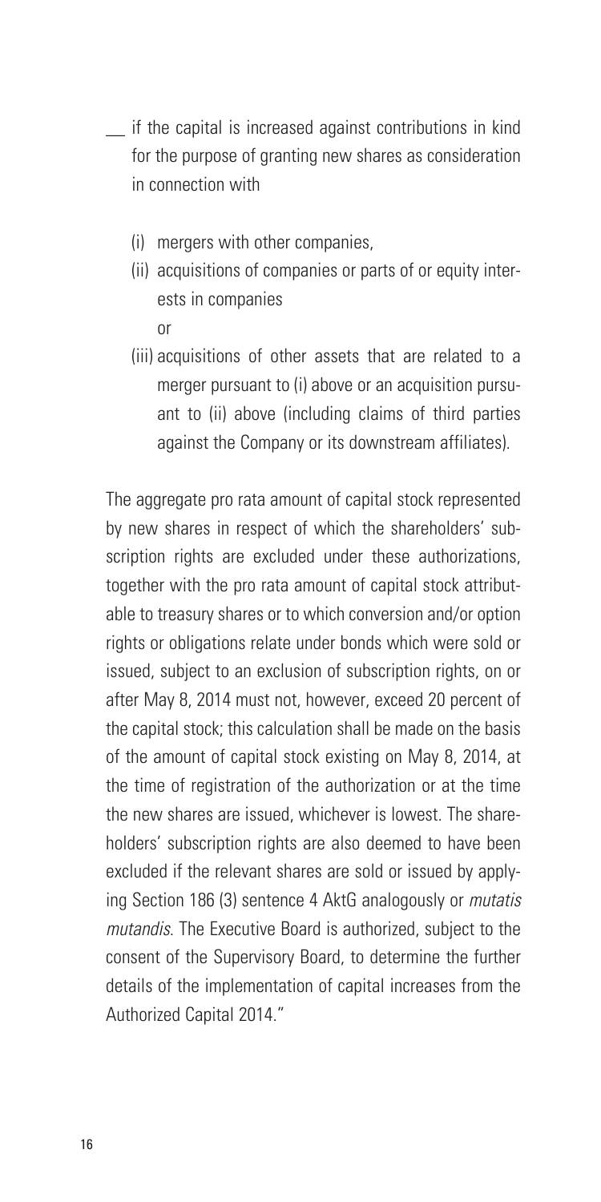- if the capital is increased against contributions in kind for the purpose of granting new shares as consideration in connection with

  (i) mergers with other companies,

  (ii) acquisitions of companies or parts of or equity interests in companies

  or

  (iii) acquisitions of other assets that are related to a merger pursuant to (i) above or an acquisition pursuant to (ii) above (including claims of third parties against the Company or its downstream affiliates).

The aggregate pro rata amount of capital stock represented by new shares in respect of which the shareholders' subscription rights are excluded under these authorizations, together with the pro rata amount of capital stock attributable to treasury shares or to which conversion and/or option rights or obligations relate under bonds which were sold or issued, subject to an exclusion of subscription rights, on or after May 8, 2014 must not, however, exceed 20 percent of the capital stock; this calculation shall be made on the basis of the amount of capital stock existing on May 8, 2014, at the time of registration of the authorization or at the time the new shares are issued, whichever is lowest. The shareholders' subscription rights are also deemed to have been excluded if the relevant shares are sold or issued by applying Section 186 (3) sentence 4 AktG analogously or *mutatis mutandis*. The Executive Board is authorized, subject to the consent of the Supervisory Board, to determine the further details of the implementation of capital increases from the Authorized Capital 2014."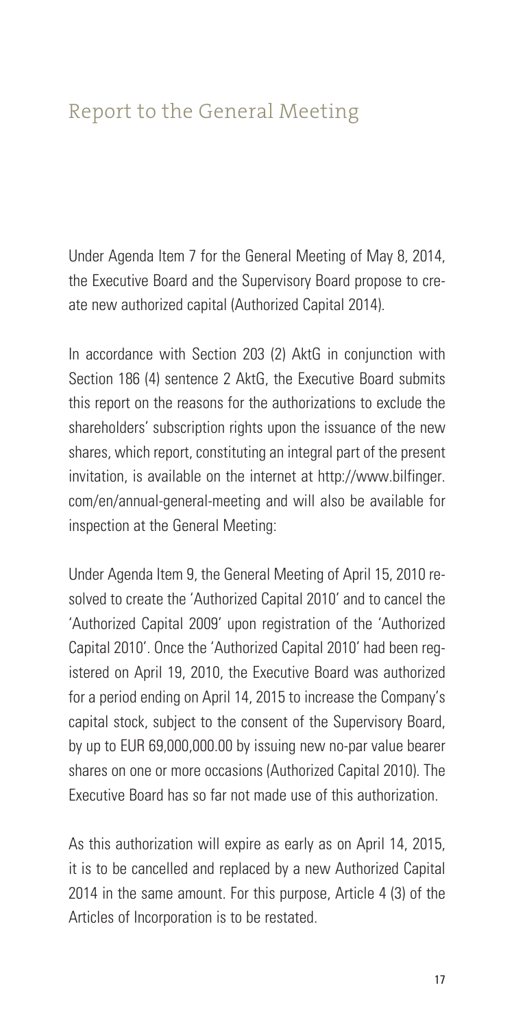# Report to the General Meeting

Under Agenda Item 7 for the General Meeting of May 8, 2014, the Executive Board and the Supervisory Board propose to create new authorized capital (Authorized Capital 2014).

In accordance with Section 203 (2) AktG in conjunction with Section 186 (4) sentence 2 AktG, the Executive Board submits this report on the reasons for the authorizations to exclude the shareholders' subscription rights upon the issuance of the new shares, which report, constituting an integral part of the present invitation, is available on the internet at http://www.bilfinger.com/en/annual-general-meeting and will also be available for inspection at the General Meeting:

Under Agenda Item 9, the General Meeting of April 15, 2010 resolved to create the 'Authorized Capital 2010' and to cancel the 'Authorized Capital 2009' upon registration of the 'Authorized Capital 2010'. Once the 'Authorized Capital 2010' had been registered on April 19, 2010, the Executive Board was authorized for a period ending on April 14, 2015 to increase the Company's capital stock, subject to the consent of the Supervisory Board, by up to EUR 69,000,000.00 by issuing new no-par value bearer shares on one or more occasions (Authorized Capital 2010). The Executive Board has so far not made use of this authorization.

As this authorization will expire as early as on April 14, 2015, it is to be cancelled and replaced by a new Authorized Capital 2014 in the same amount. For this purpose, Article 4 (3) of the Articles of Incorporation is to be restated.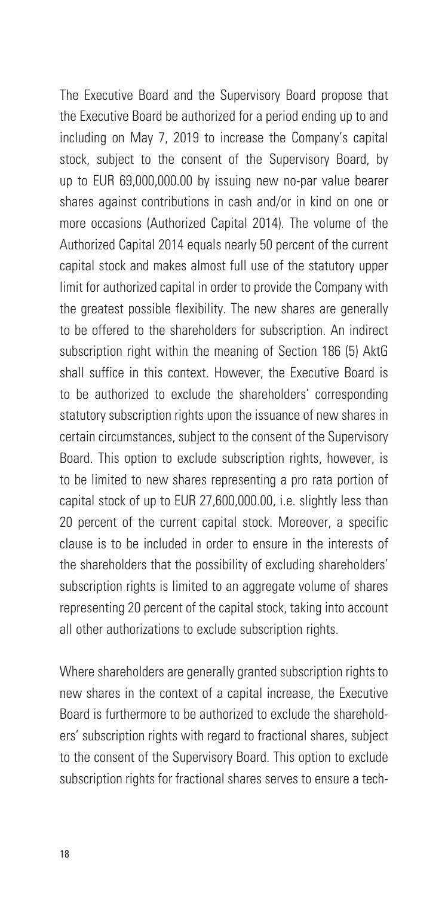The Executive Board and the Supervisory Board propose that the Executive Board be authorized for a period ending up to and including on May 7, 2019 to increase the Company's capital stock, subject to the consent of the Supervisory Board, by up to EUR 69,000,000.00 by issuing new no-par value bearer shares against contributions in cash and/or in kind on one or more occasions (Authorized Capital 2014). The volume of the Authorized Capital 2014 equals nearly 50 percent of the current capital stock and makes almost full use of the statutory upper limit for authorized capital in order to provide the Company with the greatest possible flexibility. The new shares are generally to be offered to the shareholders for subscription. An indirect subscription right within the meaning of Section 186 (5) AktG shall suffice in this context. However, the Executive Board is to be authorized to exclude the shareholders' corresponding statutory subscription rights upon the issuance of new shares in certain circumstances, subject to the consent of the Supervisory Board. This option to exclude subscription rights, however, is to be limited to new shares representing a pro rata portion of capital stock of up to EUR 27,600,000.00, i.e. slightly less than 20 percent of the current capital stock. Moreover, a specific clause is to be included in order to ensure in the interests of the shareholders that the possibility of excluding shareholders' subscription rights is limited to an aggregate volume of shares representing 20 percent of the capital stock, taking into account all other authorizations to exclude subscription rights.

Where shareholders are generally granted subscription rights to new shares in the context of a capital increase, the Executive Board is furthermore to be authorized to exclude the shareholders' subscription rights with regard to fractional shares, subject to the consent of the Supervisory Board. This option to exclude subscription rights for fractional shares serves to ensure a tech-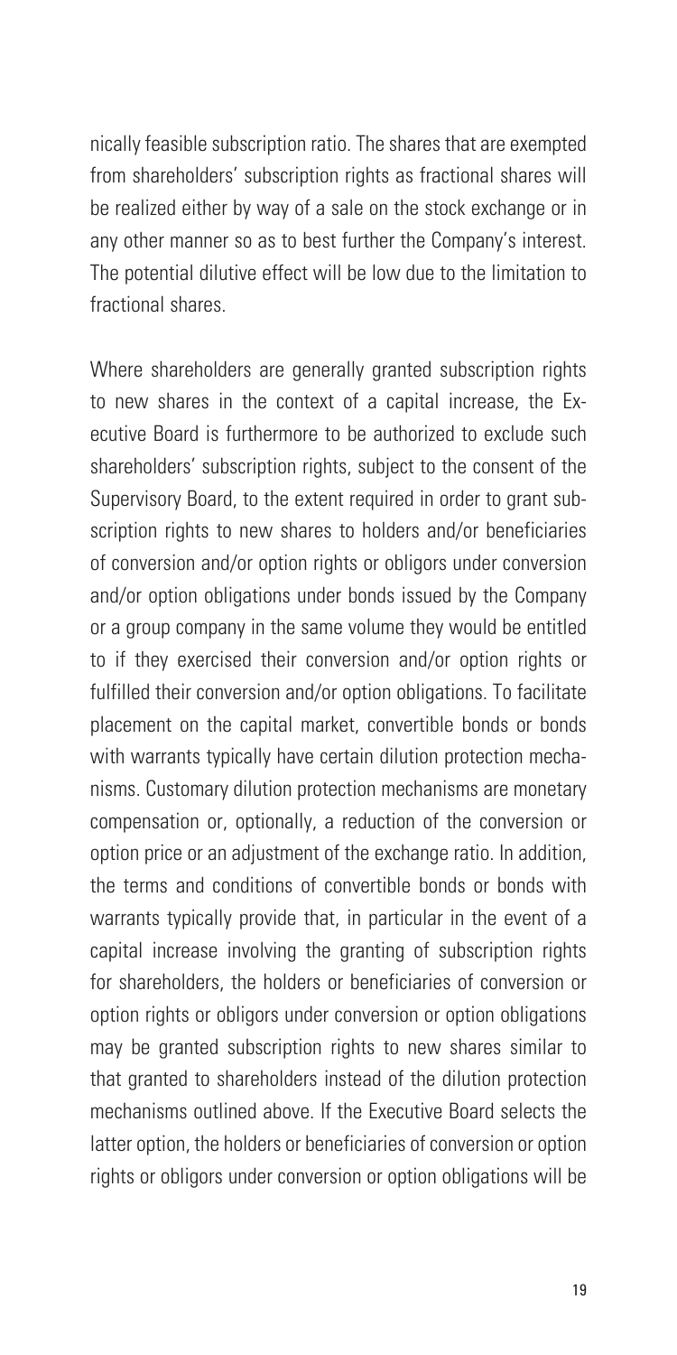nically feasible subscription ratio. The shares that are exempted from shareholders' subscription rights as fractional shares will be realized either by way of a sale on the stock exchange or in any other manner so as to best further the Company's interest. The potential dilutive effect will be low due to the limitation to fractional shares.

Where shareholders are generally granted subscription rights to new shares in the context of a capital increase, the Executive Board is furthermore to be authorized to exclude such shareholders' subscription rights, subject to the consent of the Supervisory Board, to the extent required in order to grant subscription rights to new shares to holders and/or beneficiaries of conversion and/or option rights or obligors under conversion and/or option obligations under bonds issued by the Company or a group company in the same volume they would be entitled to if they exercised their conversion and/or option rights or fulfilled their conversion and/or option obligations. To facilitate placement on the capital market, convertible bonds or bonds with warrants typically have certain dilution protection mechanisms. Customary dilution protection mechanisms are monetary compensation or, optionally, a reduction of the conversion or option price or an adjustment of the exchange ratio. In addition, the terms and conditions of convertible bonds or bonds with warrants typically provide that, in particular in the event of a capital increase involving the granting of subscription rights for shareholders, the holders or beneficiaries of conversion or option rights or obligors under conversion or option obligations may be granted subscription rights to new shares similar to that granted to shareholders instead of the dilution protection mechanisms outlined above. If the Executive Board selects the latter option, the holders or beneficiaries of conversion or option rights or obligors under conversion or option obligations will be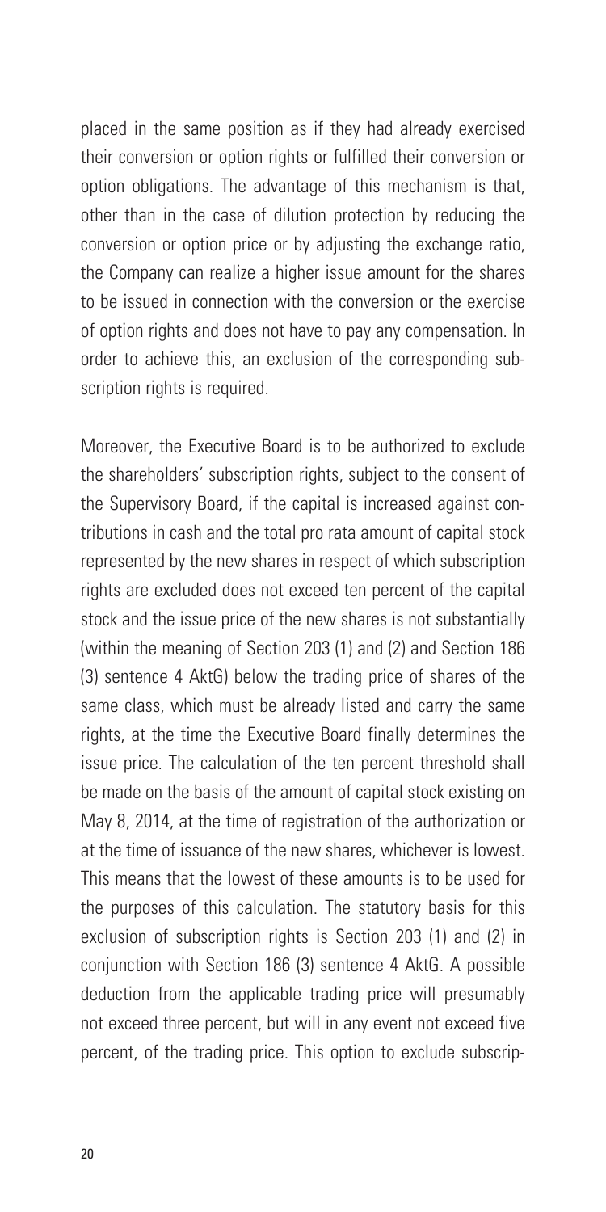placed in the same position as if they had already exercised their conversion or option rights or fulfilled their conversion or option obligations. The advantage of this mechanism is that, other than in the case of dilution protection by reducing the conversion or option price or by adjusting the exchange ratio, the Company can realize a higher issue amount for the shares to be issued in connection with the conversion or the exercise of option rights and does not have to pay any compensation. In order to achieve this, an exclusion of the corresponding subscription rights is required.

Moreover, the Executive Board is to be authorized to exclude the shareholders' subscription rights, subject to the consent of the Supervisory Board, if the capital is increased against contributions in cash and the total pro rata amount of capital stock represented by the new shares in respect of which subscription rights are excluded does not exceed ten percent of the capital stock and the issue price of the new shares is not substantially (within the meaning of Section 203 (1) and (2) and Section 186 (3) sentence 4 AktG) below the trading price of shares of the same class, which must be already listed and carry the same rights, at the time the Executive Board finally determines the issue price. The calculation of the ten percent threshold shall be made on the basis of the amount of capital stock existing on May 8, 2014, at the time of registration of the authorization or at the time of issuance of the new shares, whichever is lowest. This means that the lowest of these amounts is to be used for the purposes of this calculation. The statutory basis for this exclusion of subscription rights is Section 203 (1) and (2) in conjunction with Section 186 (3) sentence 4 AktG. A possible deduction from the applicable trading price will presumably not exceed three percent, but will in any event not exceed five percent, of the trading price. This option to exclude subscrip-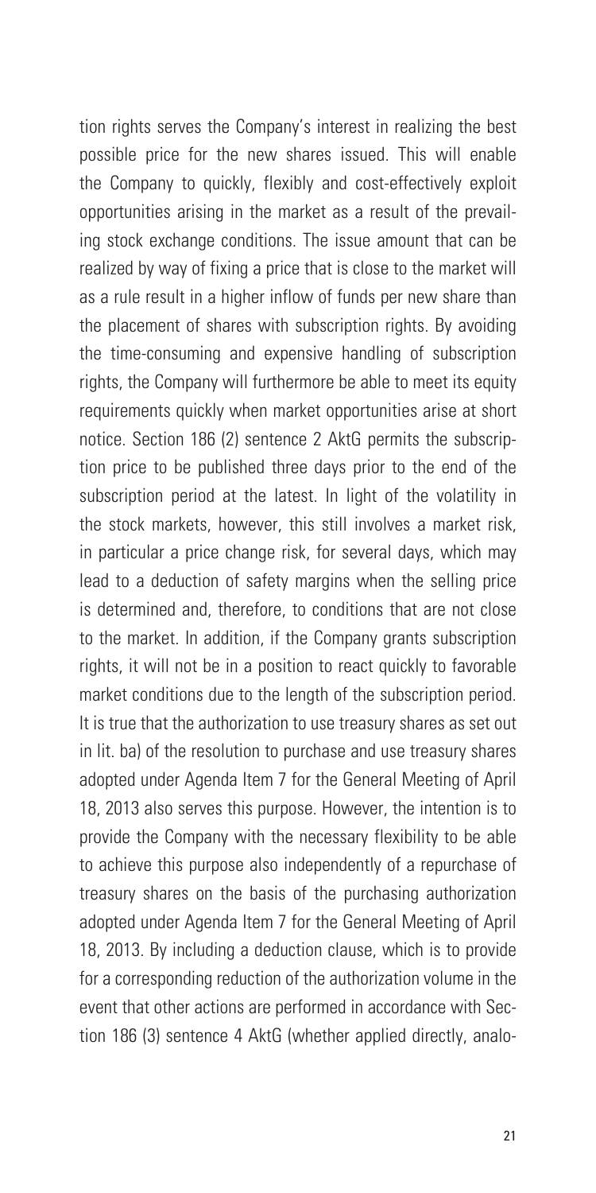tion rights serves the Company's interest in realizing the best possible price for the new shares issued. This will enable the Company to quickly, flexibly and cost-effectively exploit opportunities arising in the market as a result of the prevailing stock exchange conditions. The issue amount that can be realized by way of fixing a price that is close to the market will as a rule result in a higher inflow of funds per new share than the placement of shares with subscription rights. By avoiding the time-consuming and expensive handling of subscription rights, the Company will furthermore be able to meet its equity requirements quickly when market opportunities arise at short notice. Section 186 (2) sentence 2 AktG permits the subscription price to be published three days prior to the end of the subscription period at the latest. In light of the volatility in the stock markets, however, this still involves a market risk, in particular a price change risk, for several days, which may lead to a deduction of safety margins when the selling price is determined and, therefore, to conditions that are not close to the market. In addition, if the Company grants subscription rights, it will not be in a position to react quickly to favorable market conditions due to the length of the subscription period. It is true that the authorization to use treasury shares as set out in lit. ba) of the resolution to purchase and use treasury shares adopted under Agenda Item 7 for the General Meeting of April 18, 2013 also serves this purpose. However, the intention is to provide the Company with the necessary flexibility to be able to achieve this purpose also independently of a repurchase of treasury shares on the basis of the purchasing authorization adopted under Agenda Item 7 for the General Meeting of April 18, 2013. By including a deduction clause, which is to provide for a corresponding reduction of the authorization volume in the event that other actions are performed in accordance with Section 186 (3) sentence 4 AktG (whether applied directly, analo-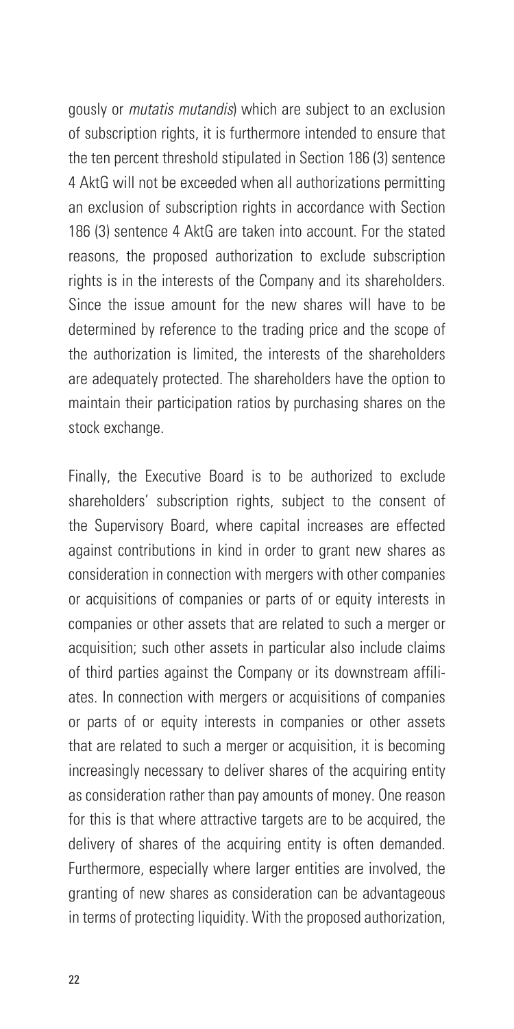gously or *mutatis mutandis*) which are subject to an exclusion of subscription rights, it is furthermore intended to ensure that the ten percent threshold stipulated in Section 186 (3) sentence 4 AktG will not be exceeded when all authorizations permitting an exclusion of subscription rights in accordance with Section 186 (3) sentence 4 AktG are taken into account. For the stated reasons, the proposed authorization to exclude subscription rights is in the interests of the Company and its shareholders. Since the issue amount for the new shares will have to be determined by reference to the trading price and the scope of the authorization is limited, the interests of the shareholders are adequately protected. The shareholders have the option to maintain their participation ratios by purchasing shares on the stock exchange.

Finally, the Executive Board is to be authorized to exclude shareholders' subscription rights, subject to the consent of the Supervisory Board, where capital increases are effected against contributions in kind in order to grant new shares as consideration in connection with mergers with other companies or acquisitions of companies or parts of or equity interests in companies or other assets that are related to such a merger or acquisition; such other assets in particular also include claims of third parties against the Company or its downstream affiliates. In connection with mergers or acquisitions of companies or parts of or equity interests in companies or other assets that are related to such a merger or acquisition, it is becoming increasingly necessary to deliver shares of the acquiring entity as consideration rather than pay amounts of money. One reason for this is that where attractive targets are to be acquired, the delivery of shares of the acquiring entity is often demanded. Furthermore, especially where larger entities are involved, the granting of new shares as consideration can be advantageous in terms of protecting liquidity. With the proposed authorization,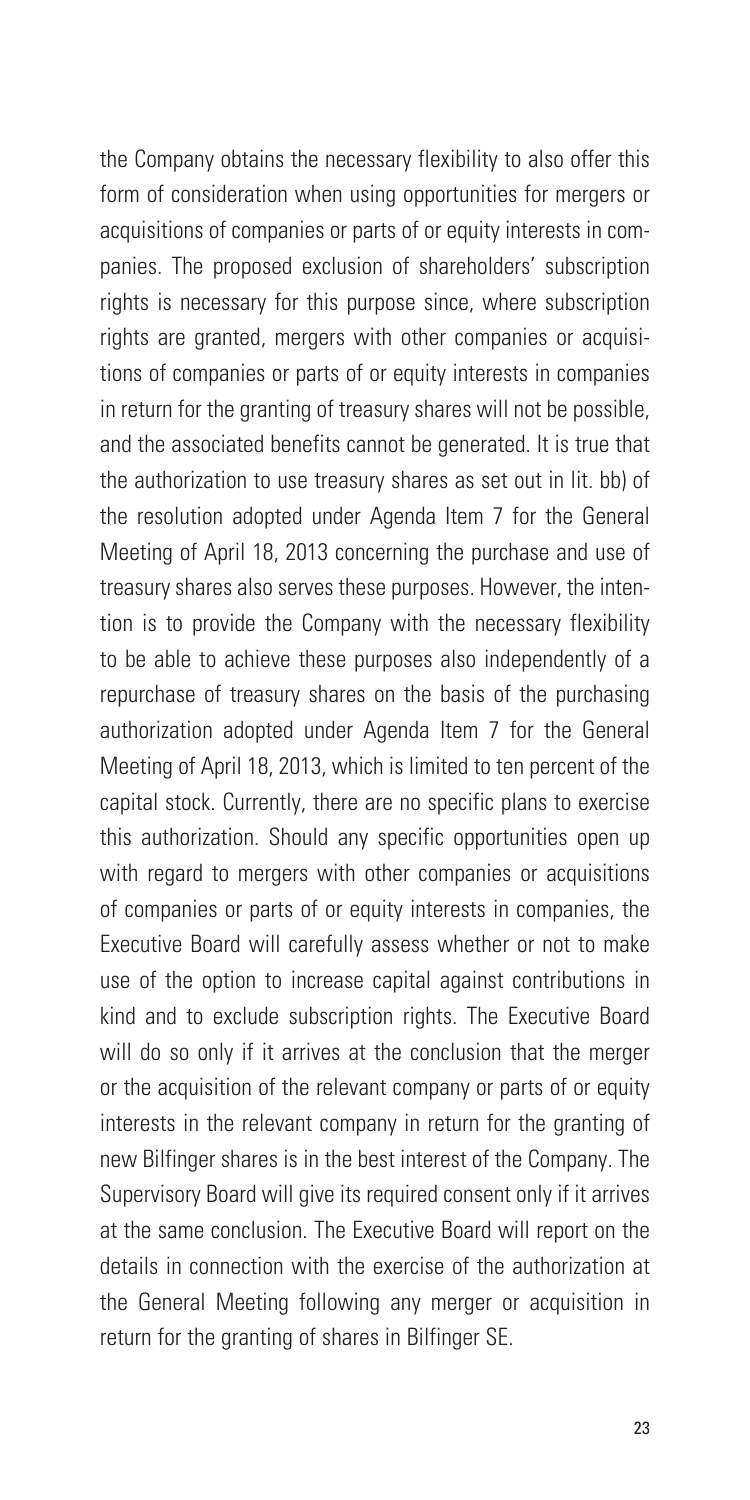the Company obtains the necessary flexibility to also offer this form of consideration when using opportunities for mergers or acquisitions of companies or parts of or equity interests in companies. The proposed exclusion of shareholders' subscription rights is necessary for this purpose since, where subscription rights are granted, mergers with other companies or acquisitions of companies or parts of or equity interests in companies in return for the granting of treasury shares will not be possible, and the associated benefits cannot be generated. It is true that the authorization to use treasury shares as set out in lit. bb) of the resolution adopted under Agenda Item 7 for the General Meeting of April 18, 2013 concerning the purchase and use of treasury shares also serves these purposes. However, the intention is to provide the Company with the necessary flexibility to be able to achieve these purposes also independently of a repurchase of treasury shares on the basis of the purchasing authorization adopted under Agenda Item 7 for the General Meeting of April 18, 2013, which is limited to ten percent of the capital stock. Currently, there are no specific plans to exercise this authorization. Should any specific opportunities open up with regard to mergers with other companies or acquisitions of companies or parts of or equity interests in companies, the Executive Board will carefully assess whether or not to make use of the option to increase capital against contributions in kind and to exclude subscription rights. The Executive Board will do so only if it arrives at the conclusion that the merger or the acquisition of the relevant company or parts of or equity interests in the relevant company in return for the granting of new Bilfinger shares is in the best interest of the Company. The Supervisory Board will give its required consent only if it arrives at the same conclusion. The Executive Board will report on the details in connection with the exercise of the authorization at the General Meeting following any merger or acquisition in return for the granting of shares in Bilfinger SE.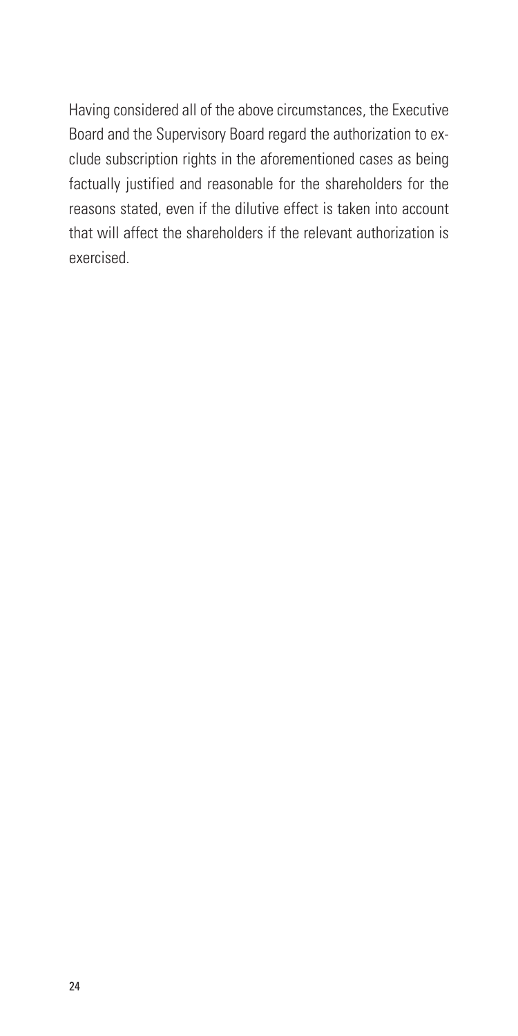Having considered all of the above circumstances, the Executive Board and the Supervisory Board regard the authorization to exclude subscription rights in the aforementioned cases as being factually justified and reasonable for the shareholders for the reasons stated, even if the dilutive effect is taken into account that will affect the shareholders if the relevant authorization is exercised.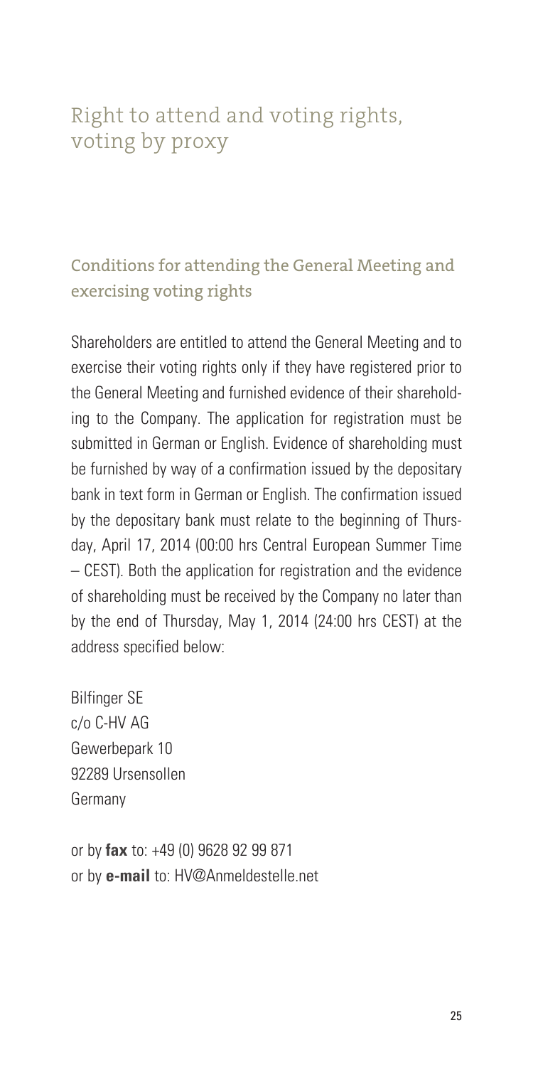# Right to attend and voting rights, voting by proxy

## Conditions for attending the General Meeting and exercising voting rights

Shareholders are entitled to attend the General Meeting and to exercise their voting rights only if they have registered prior to the General Meeting and furnished evidence of their shareholding to the Company. The application for registration must be submitted in German or English. Evidence of shareholding must be furnished by way of a confirmation issued by the depositary bank in text form in German or English. The confirmation issued by the depositary bank must relate to the beginning of Thursday, April 17, 2014 (00:00 hrs Central European Summer Time – CEST). Both the application for registration and the evidence of shareholding must be received by the Company no later than by the end of Thursday, May 1, 2014 (24:00 hrs CEST) at the address specified below:

Bilfinger SE  
c/o C-HV AG  
Gewerbepark 10  
92289 Ursensollen  
Germany

or by **fax** to: +49 (0) 9628 92 99 871  
or by **e-mail** to: HV@Anmeldestelle.net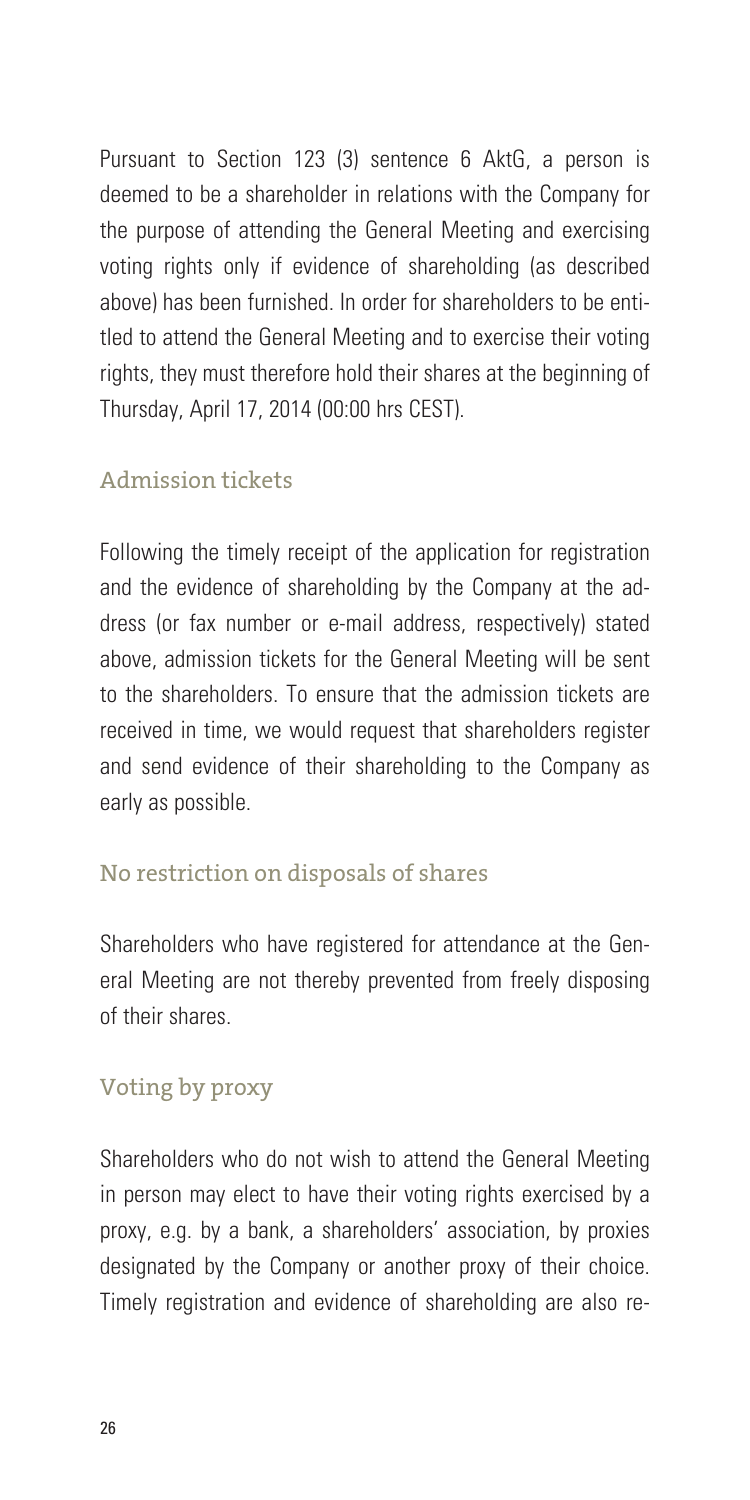Pursuant to Section 123 (3) sentence 6 AktG, a person is deemed to be a shareholder in relations with the Company for the purpose of attending the General Meeting and exercising voting rights only if evidence of shareholding (as described above) has been furnished. In order for shareholders to be entitled to attend the General Meeting and to exercise their voting rights, they must therefore hold their shares at the beginning of Thursday, April 17, 2014 (00:00 hrs CEST).

## Admission tickets

Following the timely receipt of the application for registration and the evidence of shareholding by the Company at the address (or fax number or e-mail address, respectively) stated above, admission tickets for the General Meeting will be sent to the shareholders. To ensure that the admission tickets are received in time, we would request that shareholders register and send evidence of their shareholding to the Company as early as possible.

## No restriction on disposals of shares

Shareholders who have registered for attendance at the General Meeting are not thereby prevented from freely disposing of their shares.

## Voting by proxy

Shareholders who do not wish to attend the General Meeting in person may elect to have their voting rights exercised by a proxy, e.g. by a bank, a shareholders' association, by proxies designated by the Company or another proxy of their choice. Timely registration and evidence of shareholding are also re-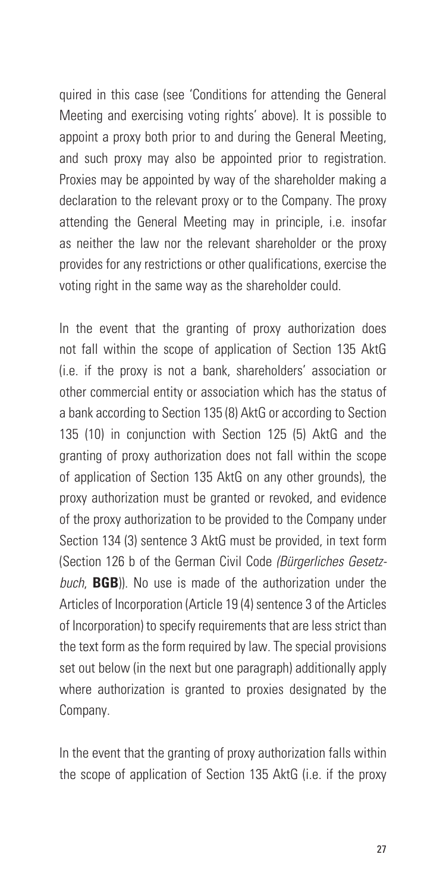quired in this case (see 'Conditions for attending the General Meeting and exercising voting rights' above). It is possible to appoint a proxy both prior to and during the General Meeting, and such proxy may also be appointed prior to registration. Proxies may be appointed by way of the shareholder making a declaration to the relevant proxy or to the Company. The proxy attending the General Meeting may in principle, i.e. insofar as neither the law nor the relevant shareholder or the proxy provides for any restrictions or other qualifications, exercise the voting right in the same way as the shareholder could.

In the event that the granting of proxy authorization does not fall within the scope of application of Section 135 AktG (i.e. if the proxy is not a bank, shareholders' association or other commercial entity or association which has the status of a bank according to Section 135 (8) AktG or according to Section 135 (10) in conjunction with Section 125 (5) AktG and the granting of proxy authorization does not fall within the scope of application of Section 135 AktG on any other grounds), the proxy authorization must be granted or revoked, and evidence of the proxy authorization to be provided to the Company under Section 134 (3) sentence 3 AktG must be provided, in text form (Section 126 b of the German Civil Code *(Bürgerliches Gesetzbuch*, **BGB**)). No use is made of the authorization under the Articles of Incorporation (Article 19 (4) sentence 3 of the Articles of Incorporation) to specify requirements that are less strict than the text form as the form required by law. The special provisions set out below (in the next but one paragraph) additionally apply where authorization is granted to proxies designated by the Company.

In the event that the granting of proxy authorization falls within the scope of application of Section 135 AktG (i.e. if the proxy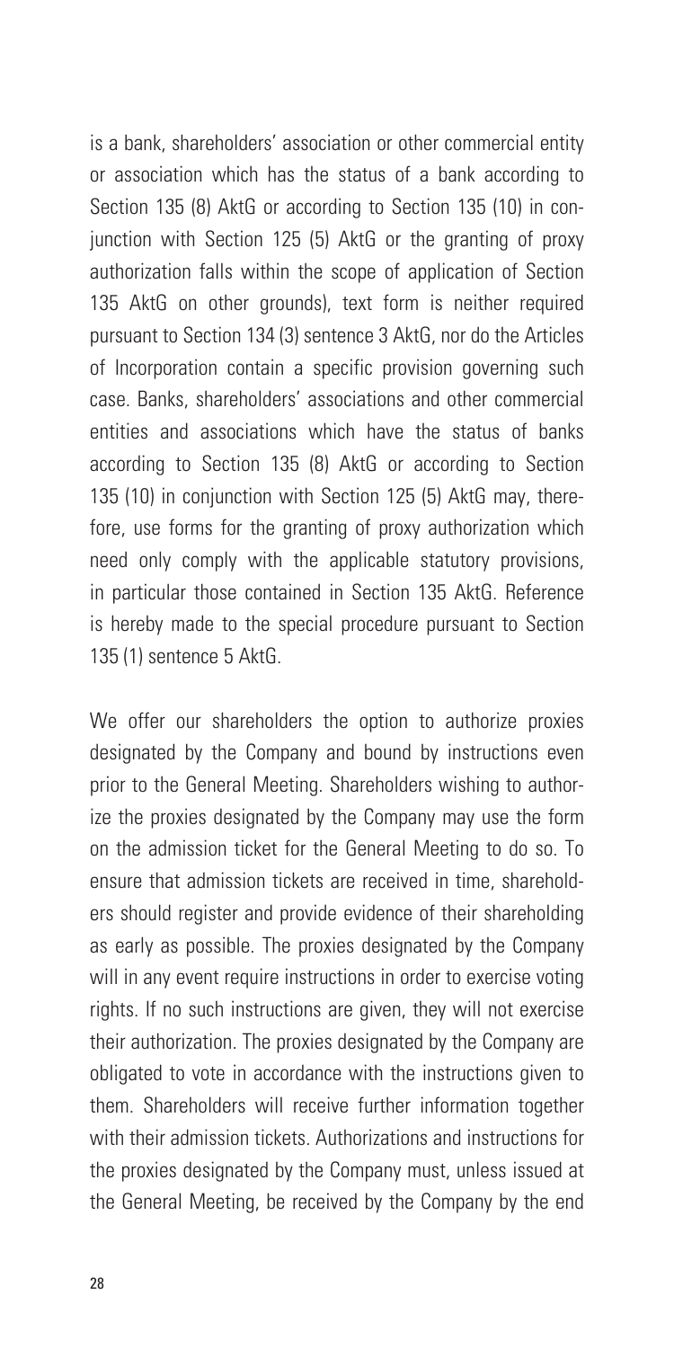is a bank, shareholders' association or other commercial entity or association which has the status of a bank according to Section 135 (8) AktG or according to Section 135 (10) in conjunction with Section 125 (5) AktG or the granting of proxy authorization falls within the scope of application of Section 135 AktG on other grounds), text form is neither required pursuant to Section 134 (3) sentence 3 AktG, nor do the Articles of Incorporation contain a specific provision governing such case. Banks, shareholders' associations and other commercial entities and associations which have the status of banks according to Section 135 (8) AktG or according to Section 135 (10) in conjunction with Section 125 (5) AktG may, therefore, use forms for the granting of proxy authorization which need only comply with the applicable statutory provisions, in particular those contained in Section 135 AktG. Reference is hereby made to the special procedure pursuant to Section 135 (1) sentence 5 AktG.

We offer our shareholders the option to authorize proxies designated by the Company and bound by instructions even prior to the General Meeting. Shareholders wishing to authorize the proxies designated by the Company may use the form on the admission ticket for the General Meeting to do so. To ensure that admission tickets are received in time, shareholders should register and provide evidence of their shareholding as early as possible. The proxies designated by the Company will in any event require instructions in order to exercise voting rights. If no such instructions are given, they will not exercise their authorization. The proxies designated by the Company are obligated to vote in accordance with the instructions given to them. Shareholders will receive further information together with their admission tickets. Authorizations and instructions for the proxies designated by the Company must, unless issued at the General Meeting, be received by the Company by the end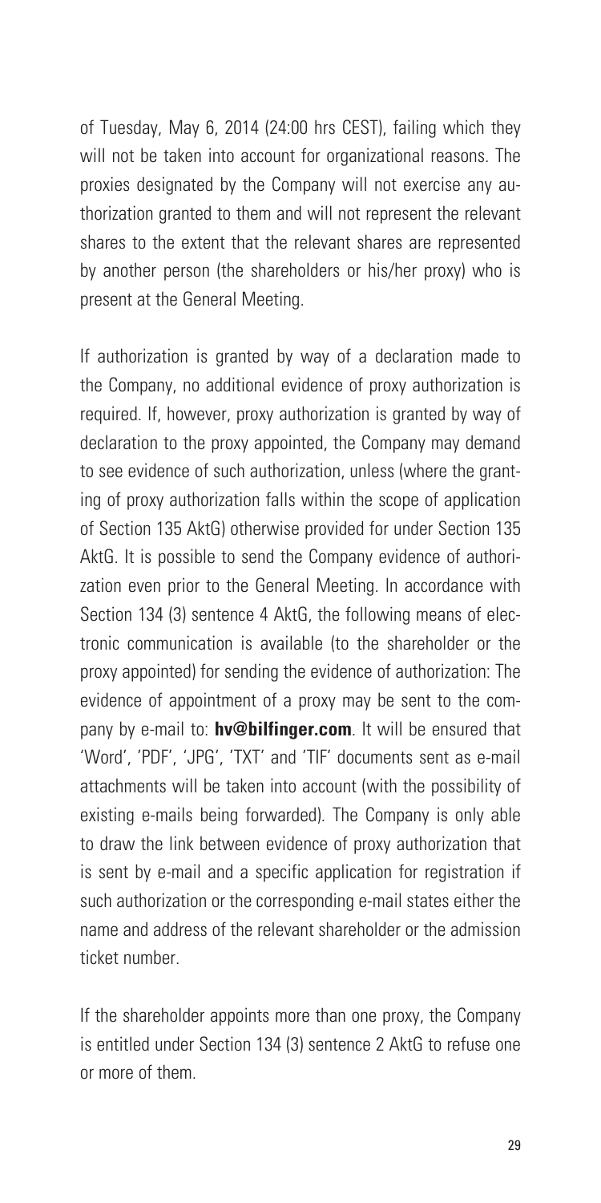of Tuesday, May 6, 2014 (24:00 hrs CEST), failing which they will not be taken into account for organizational reasons. The proxies designated by the Company will not exercise any authorization granted to them and will not represent the relevant shares to the extent that the relevant shares are represented by another person (the shareholders or his/her proxy) who is present at the General Meeting.

If authorization is granted by way of a declaration made to the Company, no additional evidence of proxy authorization is required. If, however, proxy authorization is granted by way of declaration to the proxy appointed, the Company may demand to see evidence of such authorization, unless (where the granting of proxy authorization falls within the scope of application of Section 135 AktG) otherwise provided for under Section 135 AktG. It is possible to send the Company evidence of authorization even prior to the General Meeting. In accordance with Section 134 (3) sentence 4 AktG, the following means of electronic communication is available (to the shareholder or the proxy appointed) for sending the evidence of authorization: The evidence of appointment of a proxy may be sent to the company by e-mail to: **hv@bilfinger.com**. It will be ensured that 'Word', 'PDF', 'JPG', 'TXT' and 'TIF' documents sent as e-mail attachments will be taken into account (with the possibility of existing e-mails being forwarded). The Company is only able to draw the link between evidence of proxy authorization that is sent by e-mail and a specific application for registration if such authorization or the corresponding e-mail states either the name and address of the relevant shareholder or the admission ticket number.

If the shareholder appoints more than one proxy, the Company is entitled under Section 134 (3) sentence 2 AktG to refuse one or more of them.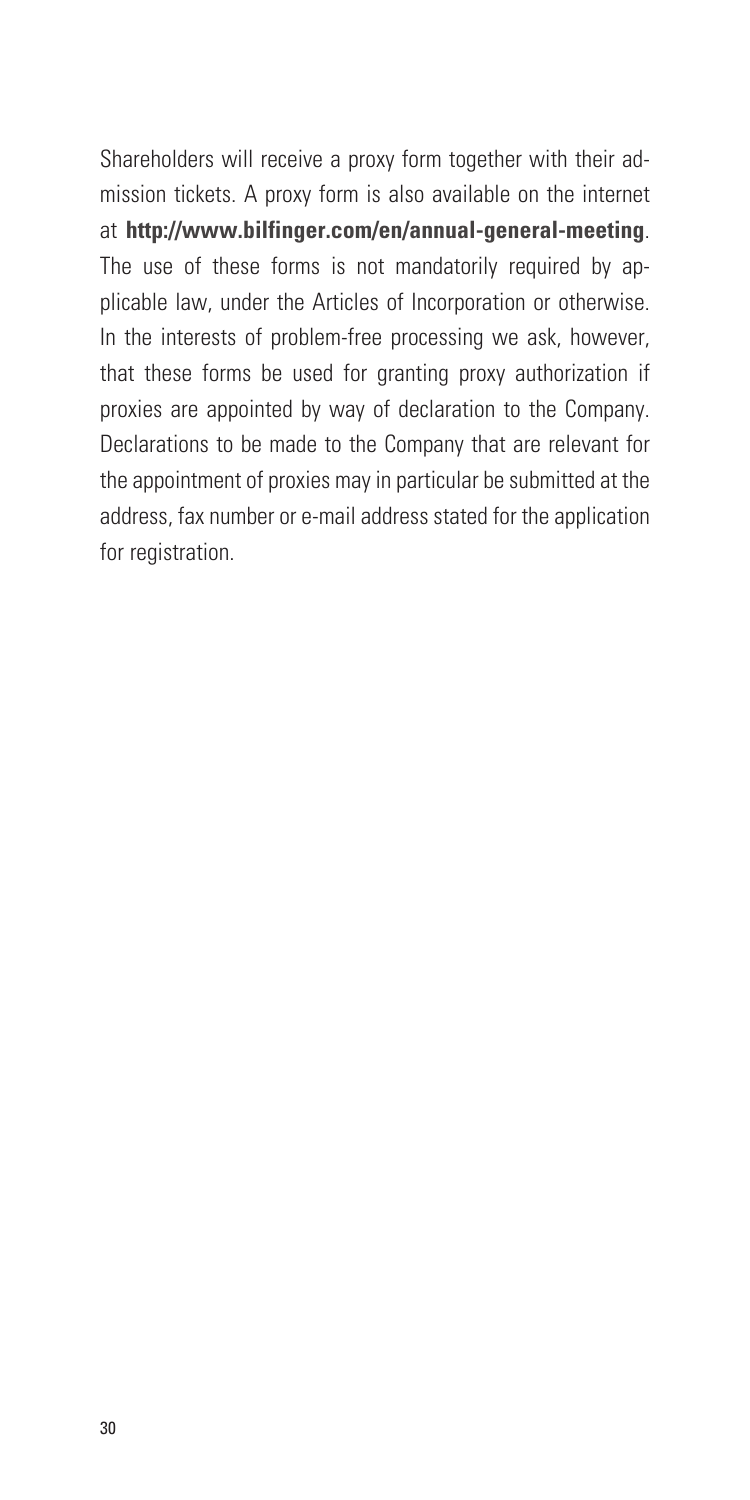Shareholders will receive a proxy form together with their admission tickets. A proxy form is also available on the internet at **http://www.bilfinger.com/en/annual-general-meeting**. The use of these forms is not mandatorily required by applicable law, under the Articles of Incorporation or otherwise. In the interests of problem-free processing we ask, however, that these forms be used for granting proxy authorization if proxies are appointed by way of declaration to the Company. Declarations to be made to the Company that are relevant for the appointment of proxies may in particular be submitted at the address, fax number or e-mail address stated for the application for registration.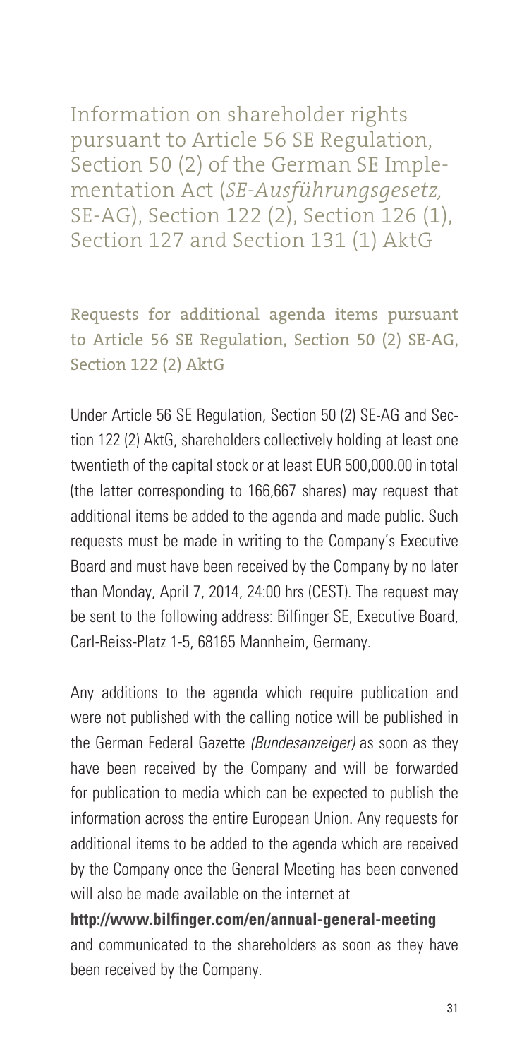# Information on shareholder rights pursuant to Article 56 SE Regulation, Section 50 (2) of the German SE Implementation Act (*SE-Ausführungsgesetz,* SE-AG), Section 122 (2), Section 126 (1), Section 127 and Section 131 (1) AktG

## Requests for additional agenda items pursuant to Article 56 SE Regulation, Section 50 (2) SE-AG, Section 122 (2) AktG

Under Article 56 SE Regulation, Section 50 (2) SE-AG and Section 122 (2) AktG, shareholders collectively holding at least one twentieth of the capital stock or at least EUR 500,000.00 in total (the latter corresponding to 166,667 shares) may request that additional items be added to the agenda and made public. Such requests must be made in writing to the Company's Executive Board and must have been received by the Company by no later than Monday, April 7, 2014, 24:00 hrs (CEST). The request may be sent to the following address: Bilfinger SE, Executive Board, Carl-Reiss-Platz 1-5, 68165 Mannheim, Germany.

Any additions to the agenda which require publication and were not published with the calling notice will be published in the German Federal Gazette *(Bundesanzeiger)* as soon as they have been received by the Company and will be forwarded for publication to media which can be expected to publish the information across the entire European Union. Any requests for additional items to be added to the agenda which are received by the Company once the General Meeting has been convened will also be made available on the internet at

**http://www.bilfinger.com/en/annual-general-meeting**
and communicated to the shareholders as soon as they have been received by the Company.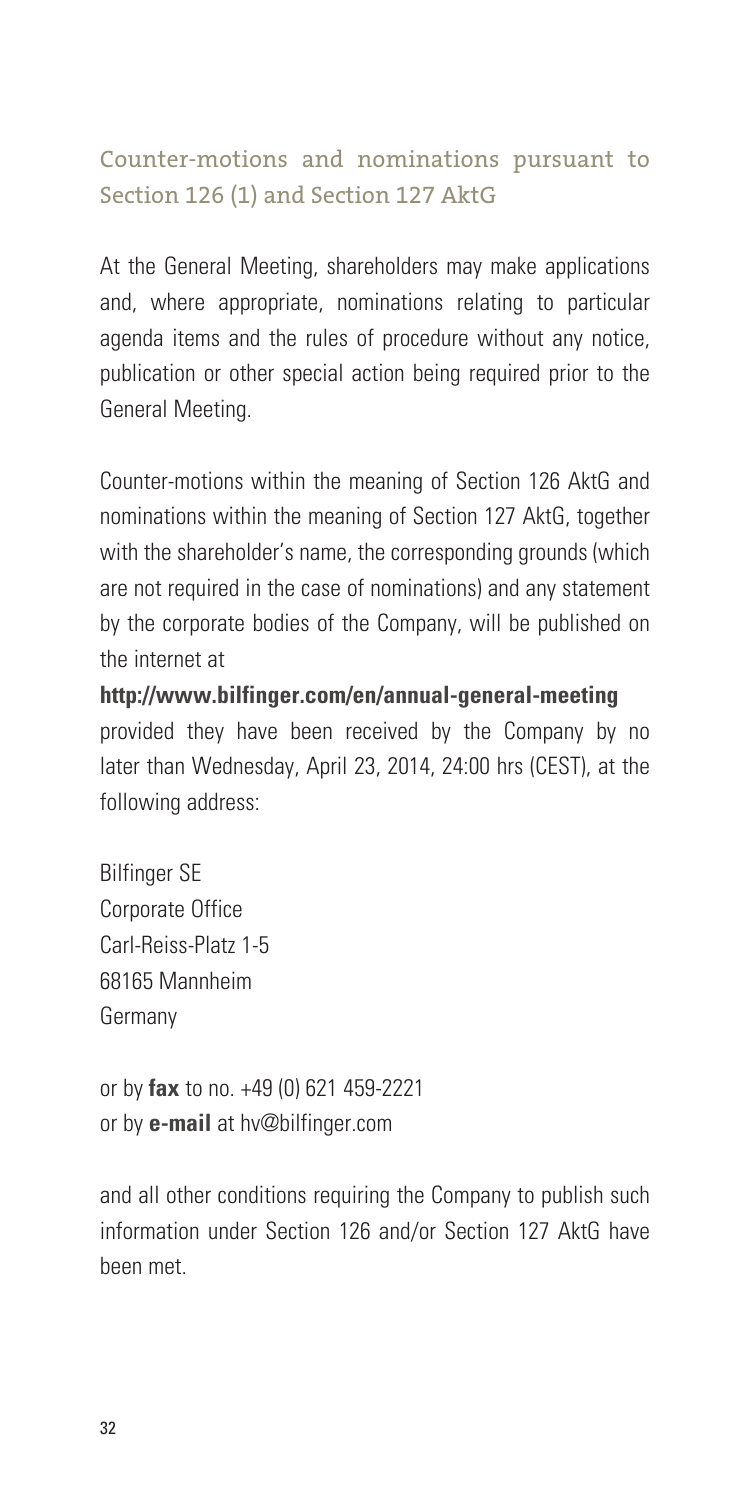## Counter-motions and nominations pursuant to Section 126 (1) and Section 127 AktG

At the General Meeting, shareholders may make applications and, where appropriate, nominations relating to particular agenda items and the rules of procedure without any notice, publication or other special action being required prior to the General Meeting.

Counter-motions within the meaning of Section 126 AktG and nominations within the meaning of Section 127 AktG, together with the shareholder's name, the corresponding grounds (which are not required in the case of nominations) and any statement by the corporate bodies of the Company, will be published on the internet at

**http://www.bilfinger.com/en/annual-general-meeting**
provided they have been received by the Company by no later than Wednesday, April 23, 2014, 24:00 hrs (CEST), at the following address:

Bilfinger SE
Corporate Office
Carl-Reiss-Platz 1-5
68165 Mannheim
Germany

or by **fax** to no. +49 (0) 621 459-2221
or by **e-mail** at hv@bilfinger.com

and all other conditions requiring the Company to publish such information under Section 126 and/or Section 127 AktG have been met.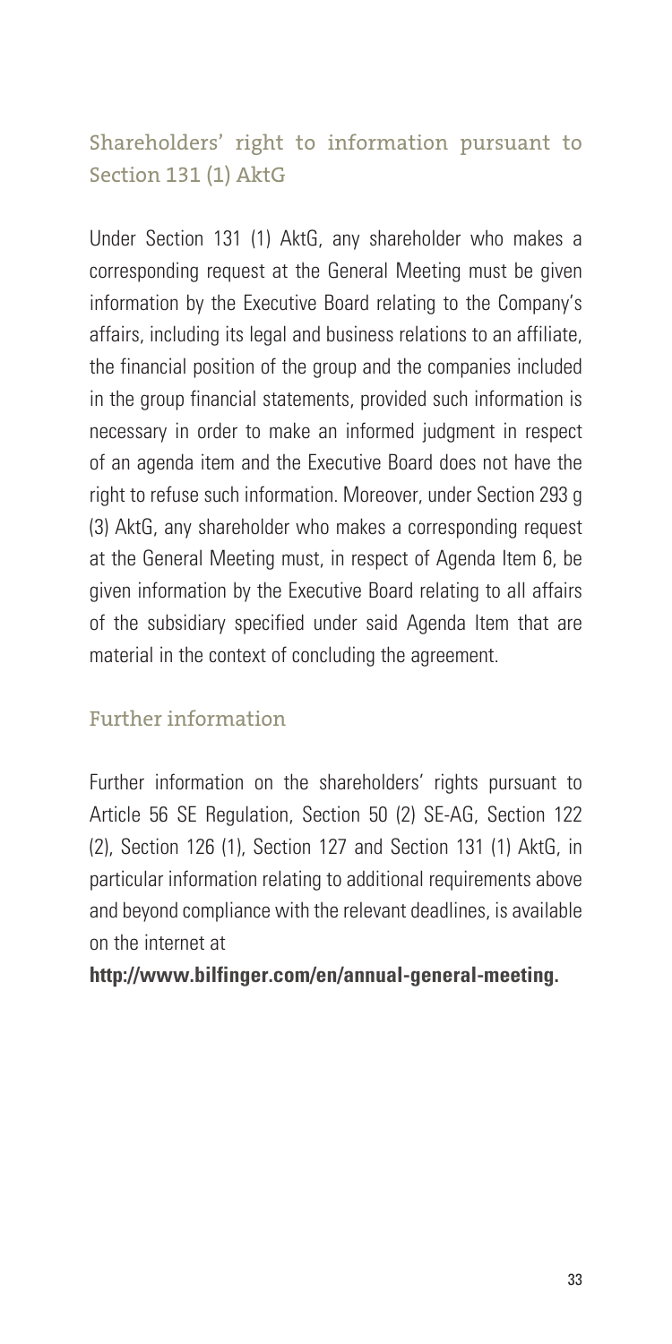## Shareholders' right to information pursuant to Section 131 (1) AktG

Under Section 131 (1) AktG, any shareholder who makes a corresponding request at the General Meeting must be given information by the Executive Board relating to the Company's affairs, including its legal and business relations to an affiliate, the financial position of the group and the companies included in the group financial statements, provided such information is necessary in order to make an informed judgment in respect of an agenda item and the Executive Board does not have the right to refuse such information. Moreover, under Section 293 g (3) AktG, any shareholder who makes a corresponding request at the General Meeting must, in respect of Agenda Item 6, be given information by the Executive Board relating to all affairs of the subsidiary specified under said Agenda Item that are material in the context of concluding the agreement.

## Further information

Further information on the shareholders' rights pursuant to Article 56 SE Regulation, Section 50 (2) SE-AG, Section 122 (2), Section 126 (1), Section 127 and Section 131 (1) AktG, in particular information relating to additional requirements above and beyond compliance with the relevant deadlines, is available on the internet at

**http://www.bilfinger.com/en/annual-general-meeting.**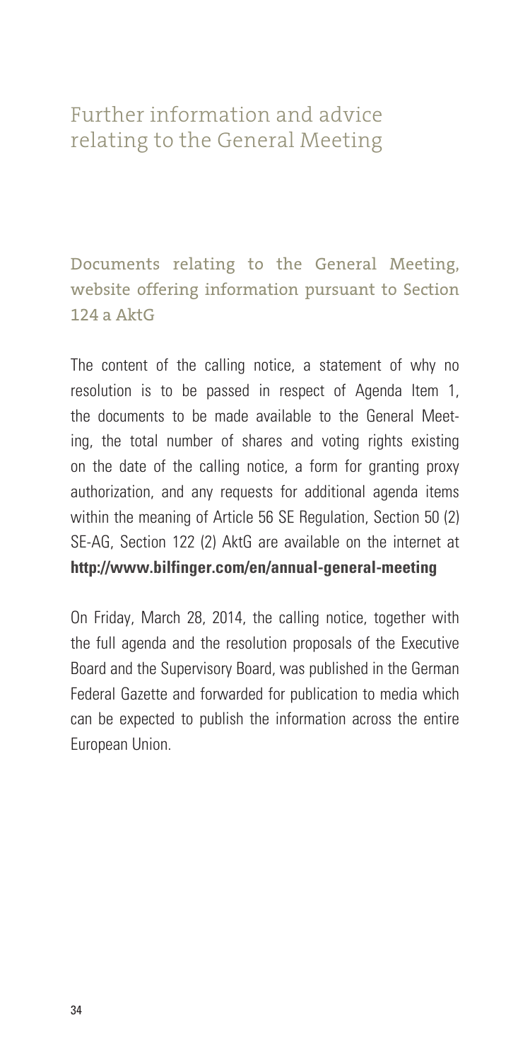# Further information and advice relating to the General Meeting

## Documents relating to the General Meeting, website offering information pursuant to Section 124 a AktG

The content of the calling notice, a statement of why no resolution is to be passed in respect of Agenda Item 1, the documents to be made available to the General Meeting, the total number of shares and voting rights existing on the date of the calling notice, a form for granting proxy authorization, and any requests for additional agenda items within the meaning of Article 56 SE Regulation, Section 50 (2) SE-AG, Section 122 (2) AktG are available on the internet at **http://www.bilfinger.com/en/annual-general-meeting**

On Friday, March 28, 2014, the calling notice, together with the full agenda and the resolution proposals of the Executive Board and the Supervisory Board, was published in the German Federal Gazette and forwarded for publication to media which can be expected to publish the information across the entire European Union.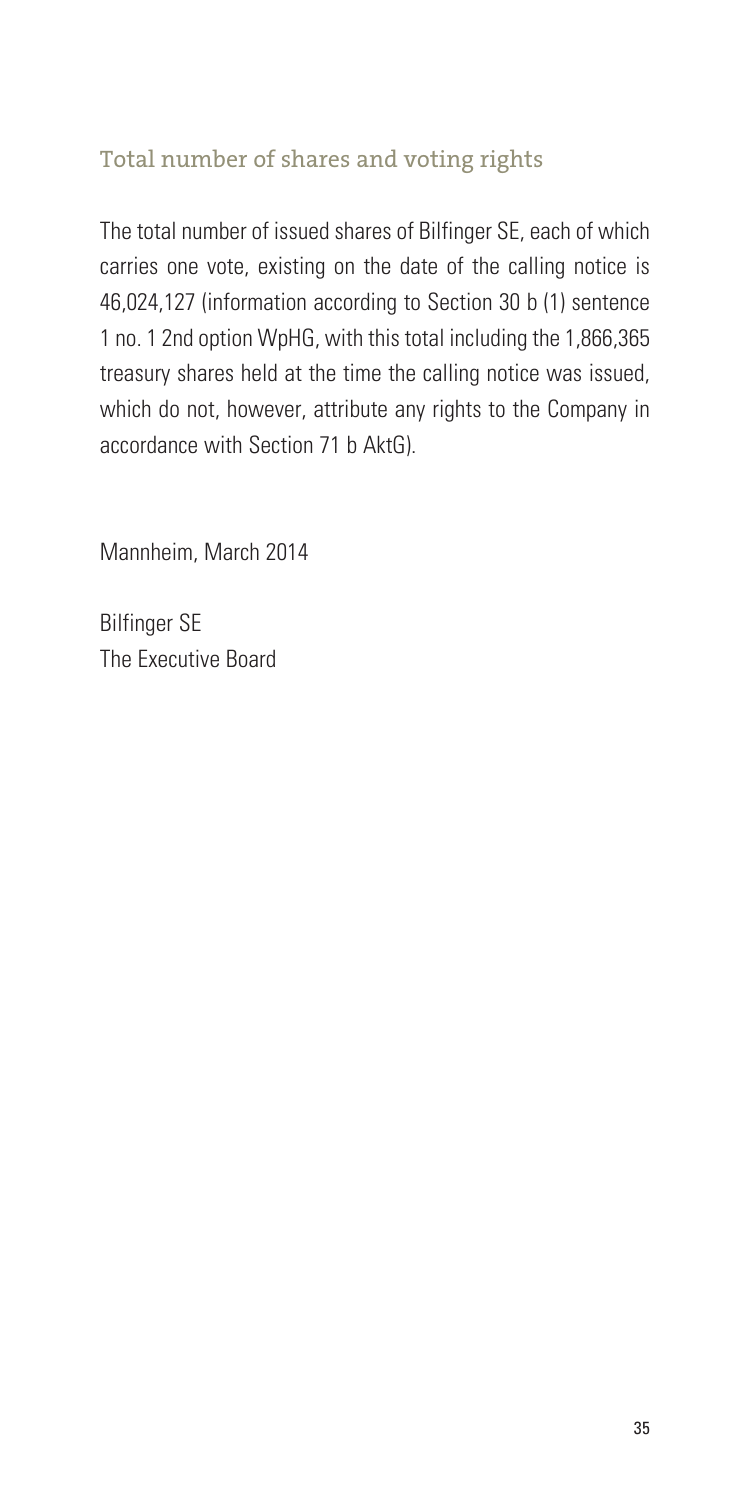## Total number of shares and voting rights

The total number of issued shares of Bilfinger SE, each of which carries one vote, existing on the date of the calling notice is 46,024,127 (information according to Section 30 b (1) sentence 1 no. 1 2nd option WpHG, with this total including the 1,866,365 treasury shares held at the time the calling notice was issued, which do not, however, attribute any rights to the Company in accordance with Section 71 b AktG).

Mannheim, March 2014

Bilfinger SE
The Executive Board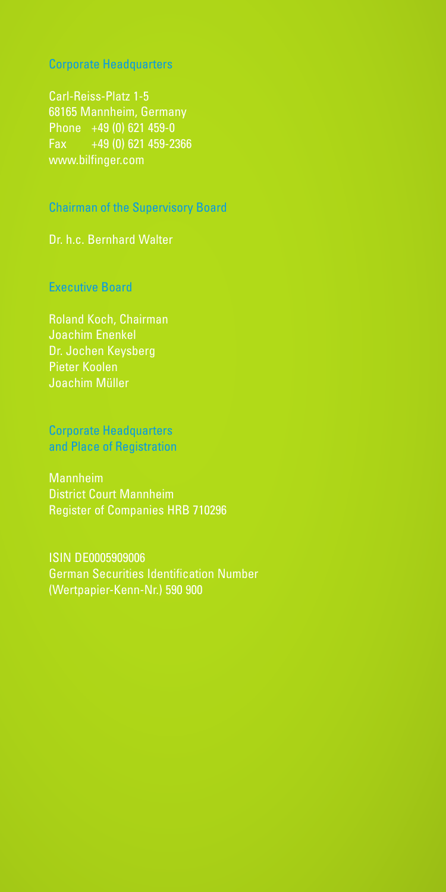## Corporate Headquarters

Carl-Reiss-Platz 1-5
68165 Mannheim, Germany
Phone +49 (0) 621 459-0
Fax +49 (0) 621 459-2366
www.bilfinger.com

## Chairman of the Supervisory Board

Dr. h.c. Bernhard Walter

## Executive Board

Roland Koch, Chairman
Joachim Enenkel
Dr. Jochen Keysberg
Pieter Koolen
Joachim Müller

## Corporate Headquarters and Place of Registration

Mannheim
District Court Mannheim
Register of Companies HRB 710296

ISIN DE0005909006
German Securities Identification Number
(Wertpapier-Kenn-Nr.) 590 900